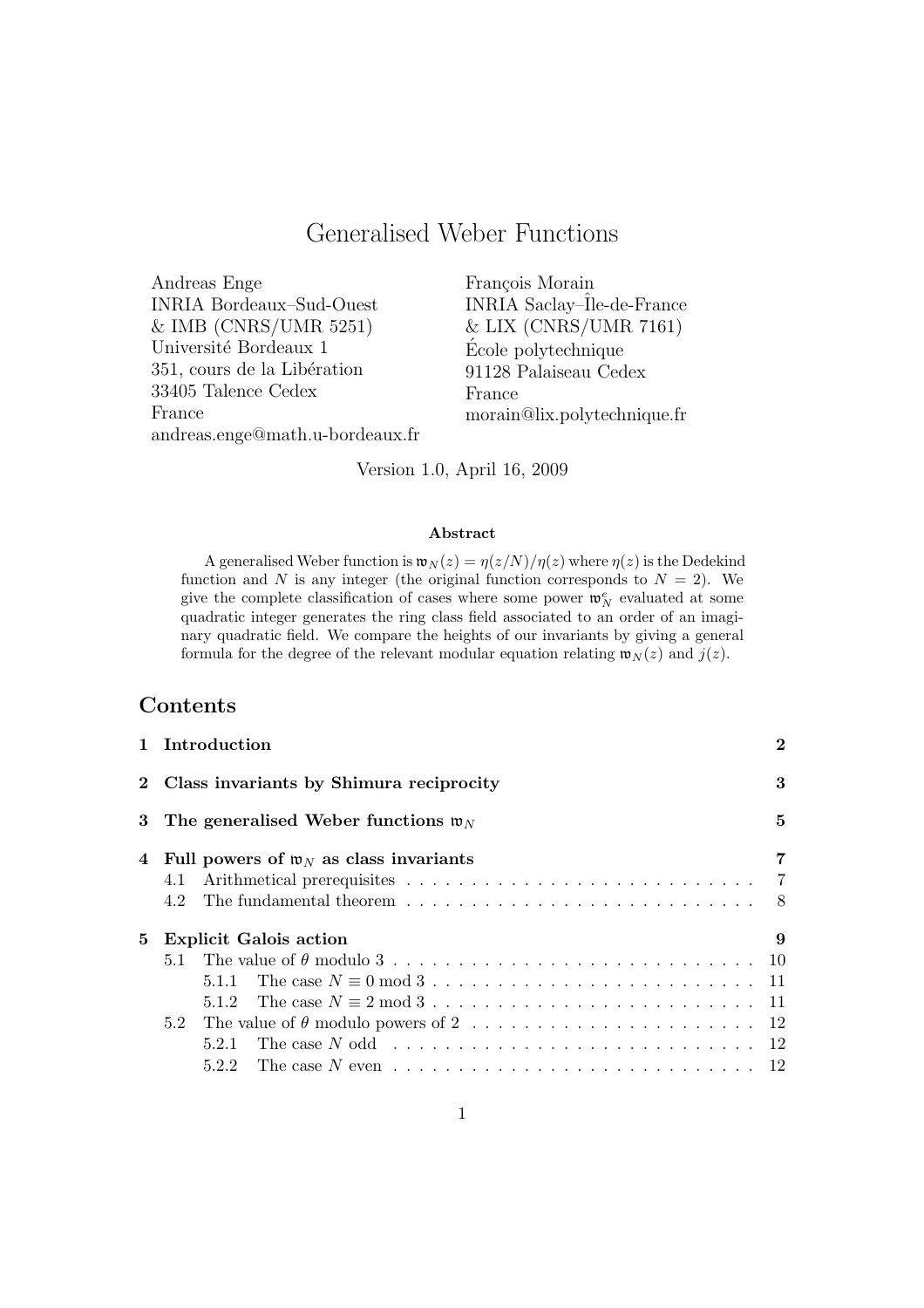# Generalised Weber Functions

Andreas Enge
INRIA Bordeaux–Sud-Ouest
& IMB (CNRS/UMR 5251)
Université Bordeaux 1
351, cours de la Libération
33405 Talence Cedex
France
andreas.enge@math.u-bordeaux.fr

François Morain
INRIA Saclay–Île-de-France
& LIX (CNRS/UMR 7161)
École polytechnique
91128 Palaiseau Cedex
France
morain@lix.polytechnique.fr

Version 1.0, April 16, 2009

**Abstract**

A generalised Weber function is $\mathfrak{w}_N(z) = \eta(z/N)/\eta(z)$ where $\eta(z)$ is the Dedekind function and $N$ is any integer (the original function corresponds to $N = 2$). We give the complete classification of cases where some power $\mathfrak{w}_N^e$ evaluated at some quadratic integer generates the ring class field associated to an order of an imaginary quadratic field. We compare the heights of our invariants by giving a general formula for the degree of the relevant modular equation relating $\mathfrak{w}_N(z)$ and $j(z)$.

## Contents

- **1 Introduction** — 2
- **2 Class invariants by Shimura reciprocity** — 3
- **3 The generalised Weber functions $\mathfrak{w}_N$** — 5
- **4 Full powers of $\mathfrak{w}_N$ as class invariants** — 7
  - 4.1 Arithmetical prerequisites — 7
  - 4.2 The fundamental theorem — 8
- **5 Explicit Galois action** — 9
  - 5.1 The value of $\theta$ modulo 3 — 10
    - 5.1.1 The case $N \equiv 0 \bmod 3$ — 11
    - 5.1.2 The case $N \equiv 2 \bmod 3$ — 11
  - 5.2 The value of $\theta$ modulo powers of 2 — 12
    - 5.2.1 The case $N$ odd — 12
    - 5.2.2 The case $N$ even — 12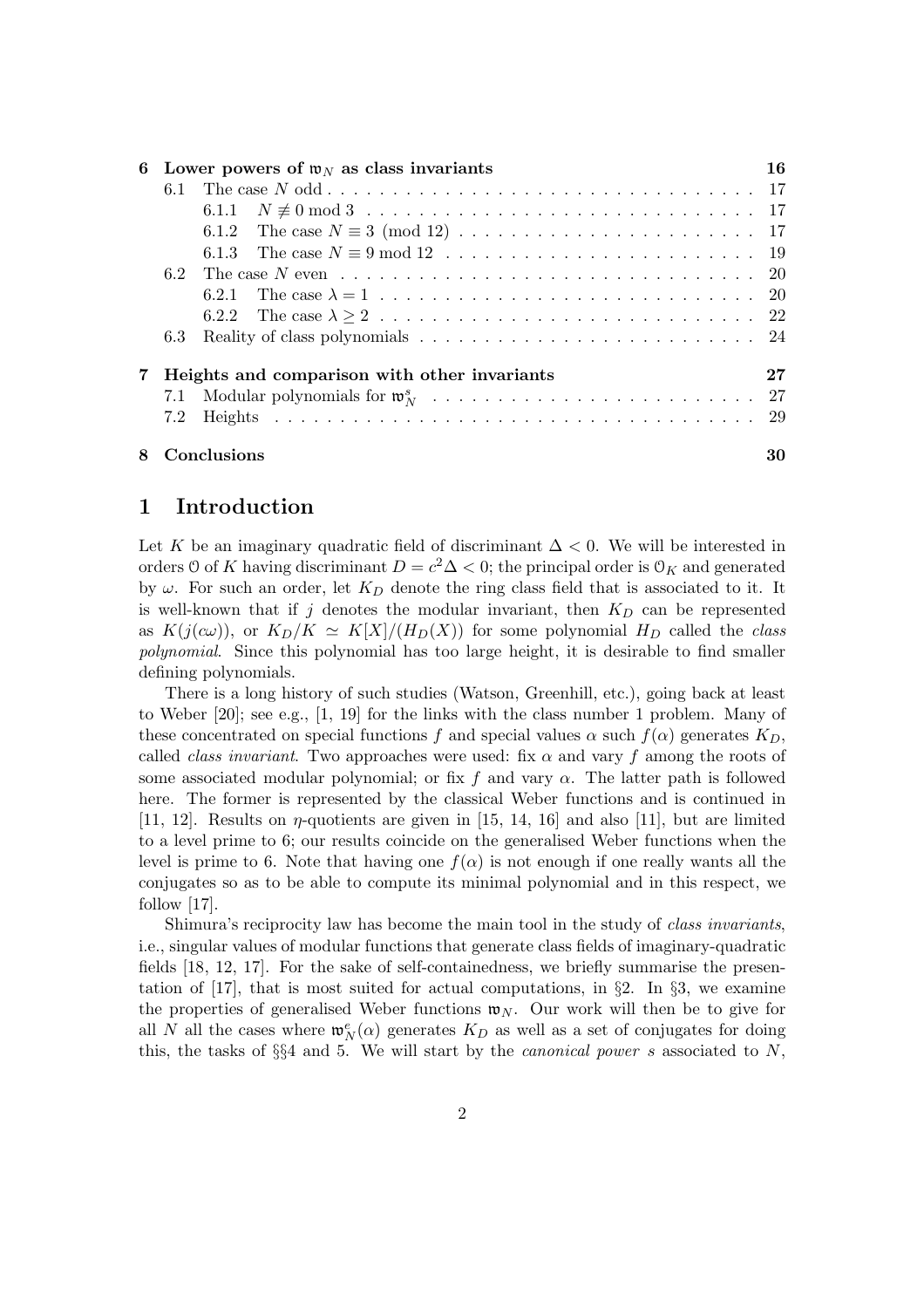| | | |
|---|---|---|
| **6** | **Lower powers of $\mathfrak{w}_N$ as class invariants** | **16** |
| 6.1 | The case $N$ odd | 17 |
| 6.1.1 | $N \not\equiv 0 \bmod 3$ | 17 |
| 6.1.2 | The case $N \equiv 3 \pmod{12}$ | 17 |
| 6.1.3 | The case $N \equiv 9 \bmod 12$ | 19 |
| 6.2 | The case $N$ even | 20 |
| 6.2.1 | The case $\lambda = 1$ | 20 |
| 6.2.2 | The case $\lambda \geq 2$ | 22 |
| 6.3 | Reality of class polynomials | 24 |
| **7** | **Heights and comparison with other invariants** | **27** |
| 7.1 | Modular polynomials for $\mathfrak{w}_N^s$ | 27 |
| 7.2 | Heights | 29 |
| **8** | **Conclusions** | **30** |

# 1 Introduction

Let $K$ be an imaginary quadratic field of discriminant $\Delta < 0$. We will be interested in orders $\mathcal{O}$ of $K$ having discriminant $D = c^2\Delta < 0$; the principal order is $\mathcal{O}_K$ and generated by $\omega$. For such an order, let $K_D$ denote the ring class field that is associated to it. It is well-known that if $j$ denotes the modular invariant, then $K_D$ can be represented as $K(j(c\omega))$, or $K_D/K \simeq K[X]/(H_D(X))$ for some polynomial $H_D$ called the *class polynomial*. Since this polynomial has too large height, it is desirable to find smaller defining polynomials.

There is a long history of such studies (Watson, Greenhill, etc.), going back at least to Weber [20]; see e.g., [1, 19] for the links with the class number 1 problem. Many of these concentrated on special functions $f$ and special values $\alpha$ such $f(\alpha)$ generates $K_D$, called *class invariant*. Two approaches were used: fix $\alpha$ and vary $f$ among the roots of some associated modular polynomial; or fix $f$ and vary $\alpha$. The latter path is followed here. The former is represented by the classical Weber functions and is continued in [11, 12]. Results on $\eta$-quotients are given in [15, 14, 16] and also [11], but are limited to a level prime to 6; our results coincide on the generalised Weber functions when the level is prime to 6. Note that having one $f(\alpha)$ is not enough if one really wants all the conjugates so as to be able to compute its minimal polynomial and in this respect, we follow [17].

Shimura's reciprocity law has become the main tool in the study of *class invariants*, i.e., singular values of modular functions that generate class fields of imaginary-quadratic fields [18, 12, 17]. For the sake of self-containedness, we briefly summarise the presentation of [17], that is most suited for actual computations, in §2. In §3, we examine the properties of generalised Weber functions $\mathfrak{w}_N$. Our work will then be to give for all $N$ all the cases where $\mathfrak{w}_N^e(\alpha)$ generates $K_D$ as well as a set of conjugates for doing this, the tasks of §§4 and 5. We will start by the *canonical power* $s$ associated to $N$,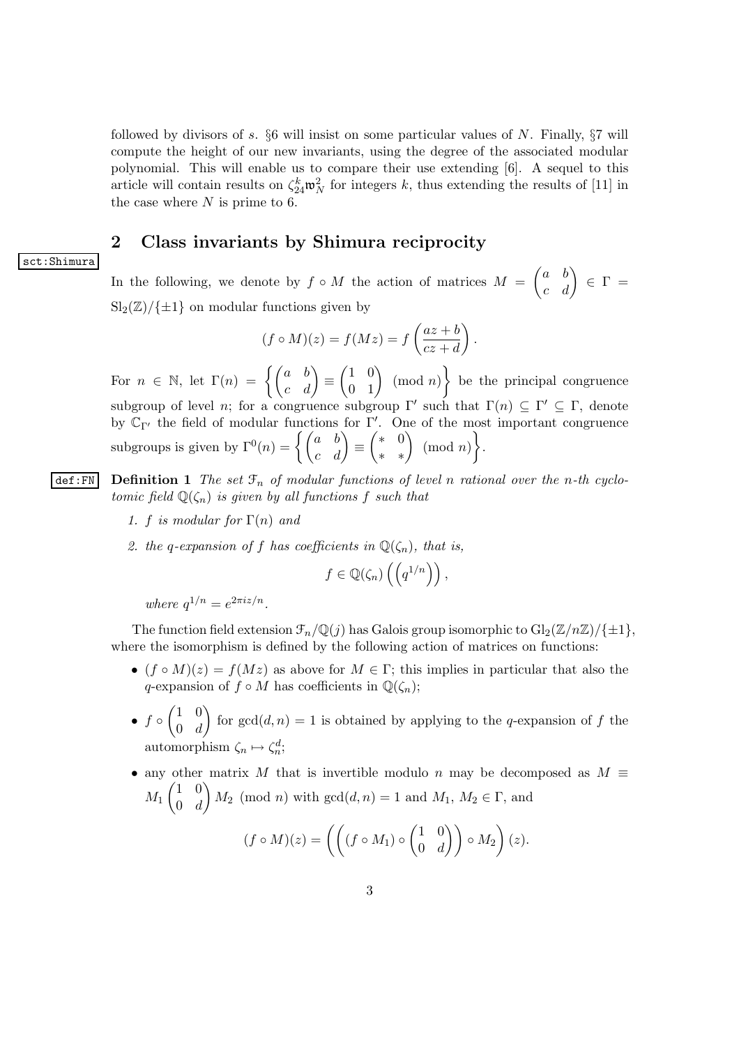followed by divisors of $s$. §6 will insist on some particular values of $N$. Finally, §7 will compute the height of our new invariants, using the degree of the associated modular polynomial. This will enable us to compare their use extending [6]. A sequel to this article will contain results on $\zeta_{24}^k \mathfrak{w}_N^2$ for integers $k$, thus extending the results of [11] in the case where $N$ is prime to 6.

## 2 Class invariants by Shimura reciprocity

In the following, we denote by $f \circ M$ the action of matrices $M = \begin{pmatrix} a & b \\ c & d \end{pmatrix} \in \Gamma = \mathrm{Sl}_2(\mathbb{Z})/\{\pm 1\}$ on modular functions given by

$$(f \circ M)(z) = f(Mz) = f\left(\frac{az+b}{cz+d}\right).$$

For $n \in \mathbb{N}$, let $\Gamma(n) = \left\{ \begin{pmatrix} a & b \\ c & d \end{pmatrix} \equiv \begin{pmatrix} 1 & 0 \\ 0 & 1 \end{pmatrix} \pmod{n} \right\}$ be the principal congruence subgroup of level $n$; for a congruence subgroup $\Gamma'$ such that $\Gamma(n) \subseteq \Gamma' \subseteq \Gamma$, denote by $\mathbb{C}_{\Gamma'}$ the field of modular functions for $\Gamma'$. One of the most important congruence subgroups is given by $\Gamma^0(n) = \left\{ \begin{pmatrix} a & b \\ c & d \end{pmatrix} \equiv \begin{pmatrix} * & 0 \\ * & * \end{pmatrix} \pmod{n} \right\}$.

**Definition 1** *The set $\mathcal{F}_n$ of modular functions of level $n$ rational over the $n$-th cyclotomic field $\mathbb{Q}(\zeta_n)$ is given by all functions $f$ such that*

1. *$f$ is modular for $\Gamma(n)$ and*
2. *the $q$-expansion of $f$ has coefficients in $\mathbb{Q}(\zeta_n)$, that is,*

$$f \in \mathbb{Q}(\zeta_n)\left(\left(q^{1/n}\right)\right),$$

*where $q^{1/n} = e^{2\pi i z/n}$.*

The function field extension $\mathcal{F}_n/\mathbb{Q}(j)$ has Galois group isomorphic to $\mathrm{Gl}_2(\mathbb{Z}/n\mathbb{Z})/\{\pm 1\}$, where the isomorphism is defined by the following action of matrices on functions:

- $(f \circ M)(z) = f(Mz)$ as above for $M \in \Gamma$; this implies in particular that also the $q$-expansion of $f \circ M$ has coefficients in $\mathbb{Q}(\zeta_n)$;
- $f \circ \begin{pmatrix} 1 & 0 \\ 0 & d \end{pmatrix}$ for $\gcd(d, n) = 1$ is obtained by applying to the $q$-expansion of $f$ the automorphism $\zeta_n \mapsto \zeta_n^d$;
- any other matrix $M$ that is invertible modulo $n$ may be decomposed as $M \equiv M_1 \begin{pmatrix} 1 & 0 \\ 0 & d \end{pmatrix} M_2 \pmod{n}$ with $\gcd(d, n) = 1$ and $M_1$, $M_2 \in \Gamma$, and

$$(f \circ M)(z) = \left(\left((f \circ M_1) \circ \begin{pmatrix} 1 & 0 \\ 0 & d \end{pmatrix}\right) \circ M_2\right)(z).$$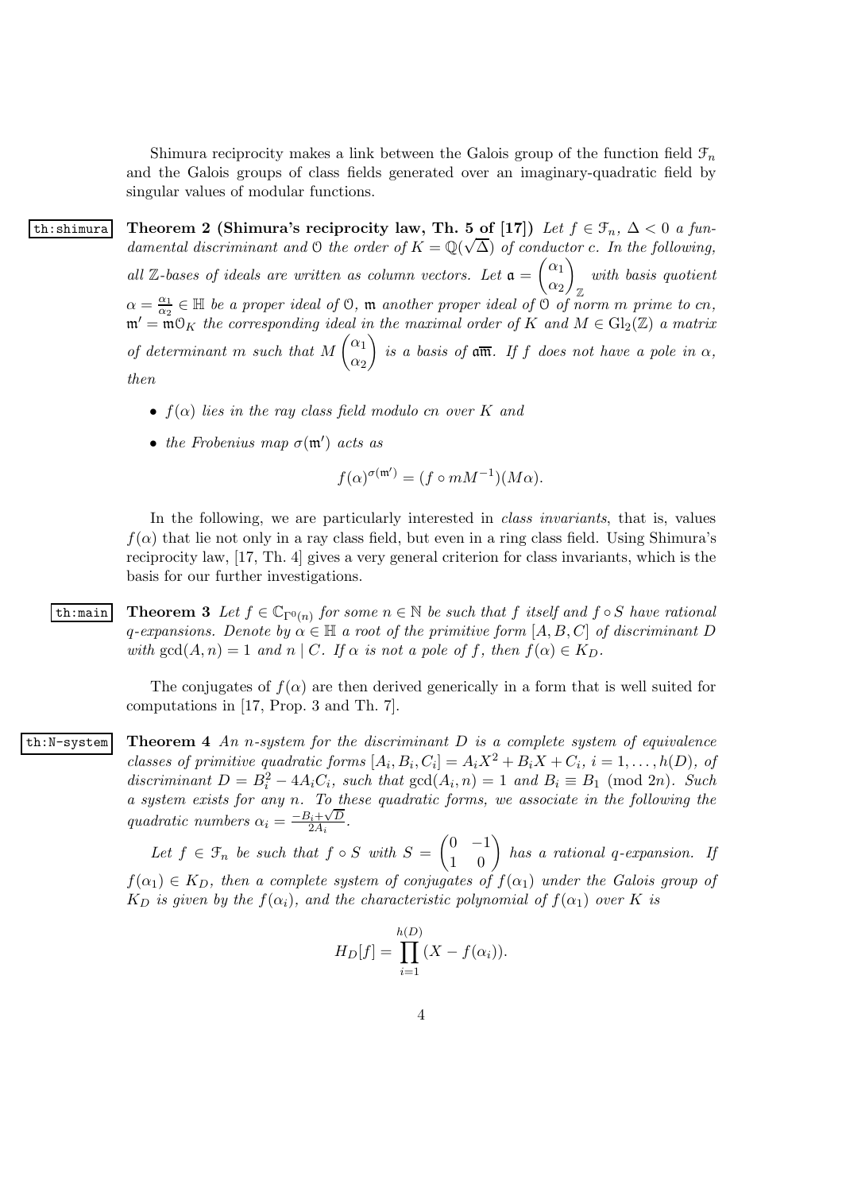Shimura reciprocity makes a link between the Galois group of the function field $\mathcal{F}_n$ and the Galois groups of class fields generated over an imaginary-quadratic field by singular values of modular functions.

th:shimura **Theorem 2 (Shimura's reciprocity law, Th. 5 of [17])** *Let $f \in \mathcal{F}_n$, $\Delta < 0$ a fundamental discriminant and $\mathcal{O}$ the order of $K = \mathbb{Q}(\sqrt{\Delta})$ of conductor $c$. In the following, all $\mathbb{Z}$-bases of ideals are written as column vectors. Let $\mathfrak{a} = \begin{pmatrix} \alpha_1 \\ \alpha_2 \end{pmatrix}_{\mathbb{Z}}$ with basis quotient $\alpha = \frac{\alpha_1}{\alpha_2} \in \mathbb{H}$ be a proper ideal of $\mathcal{O}$, $\mathfrak{m}$ another proper ideal of $\mathcal{O}$ of norm $m$ prime to $cn$, $\mathfrak{m}' = \mathfrak{m}\mathcal{O}_K$ the corresponding ideal in the maximal order of $K$ and $M \in \mathrm{Gl}_2(\mathbb{Z})$ a matrix of determinant $m$ such that $M \begin{pmatrix} \alpha_1 \\ \alpha_2 \end{pmatrix}$ is a basis of $\mathfrak{a}\overline{\mathfrak{m}}$. If $f$ does not have a pole in $\alpha$, then*

- *$f(\alpha)$ lies in the ray class field modulo $cn$ over $K$ and*
- *the Frobenius map $\sigma(\mathfrak{m}')$ acts as*

$$f(\alpha)^{\sigma(\mathfrak{m}')} = (f \circ mM^{-1})(M\alpha).$$

In the following, we are particularly interested in *class invariants*, that is, values $f(\alpha)$ that lie not only in a ray class field, but even in a ring class field. Using Shimura's reciprocity law, [17, Th. 4] gives a very general criterion for class invariants, which is the basis for our further investigations.

th:main **Theorem 3** *Let $f \in \mathbb{C}_{\Gamma^0(n)}$ for some $n \in \mathbb{N}$ be such that $f$ itself and $f \circ S$ have rational $q$-expansions. Denote by $\alpha \in \mathbb{H}$ a root of the primitive form $[A, B, C]$ of discriminant $D$ with $\gcd(A, n) = 1$ and $n \mid C$. If $\alpha$ is not a pole of $f$, then $f(\alpha) \in K_D$.*

The conjugates of $f(\alpha)$ are then derived generically in a form that is well suited for computations in [17, Prop. 3 and Th. 7].

th:N-system **Theorem 4** *An $n$-system for the discriminant $D$ is a complete system of equivalence classes of primitive quadratic forms $[A_i, B_i, C_i] = A_iX^2 + B_iX + C_i$, $i = 1, \ldots, h(D)$, of discriminant $D = B_i^2 - 4A_iC_i$, such that $\gcd(A_i, n) = 1$ and $B_i \equiv B_1 \pmod{2n}$. Such a system exists for any $n$. To these quadratic forms, we associate in the following the quadratic numbers $\alpha_i = \frac{-B_i + \sqrt{D}}{2A_i}$.*

*Let $f \in \mathcal{F}_n$ be such that $f \circ S$ with $S = \begin{pmatrix} 0 & -1 \\ 1 & 0 \end{pmatrix}$ has a rational $q$-expansion. If $f(\alpha_1) \in K_D$, then a complete system of conjugates of $f(\alpha_1)$ under the Galois group of $K_D$ is given by the $f(\alpha_i)$, and the characteristic polynomial of $f(\alpha_1)$ over $K$ is*

$$H_D[f] = \prod_{i=1}^{h(D)} (X - f(\alpha_i)).$$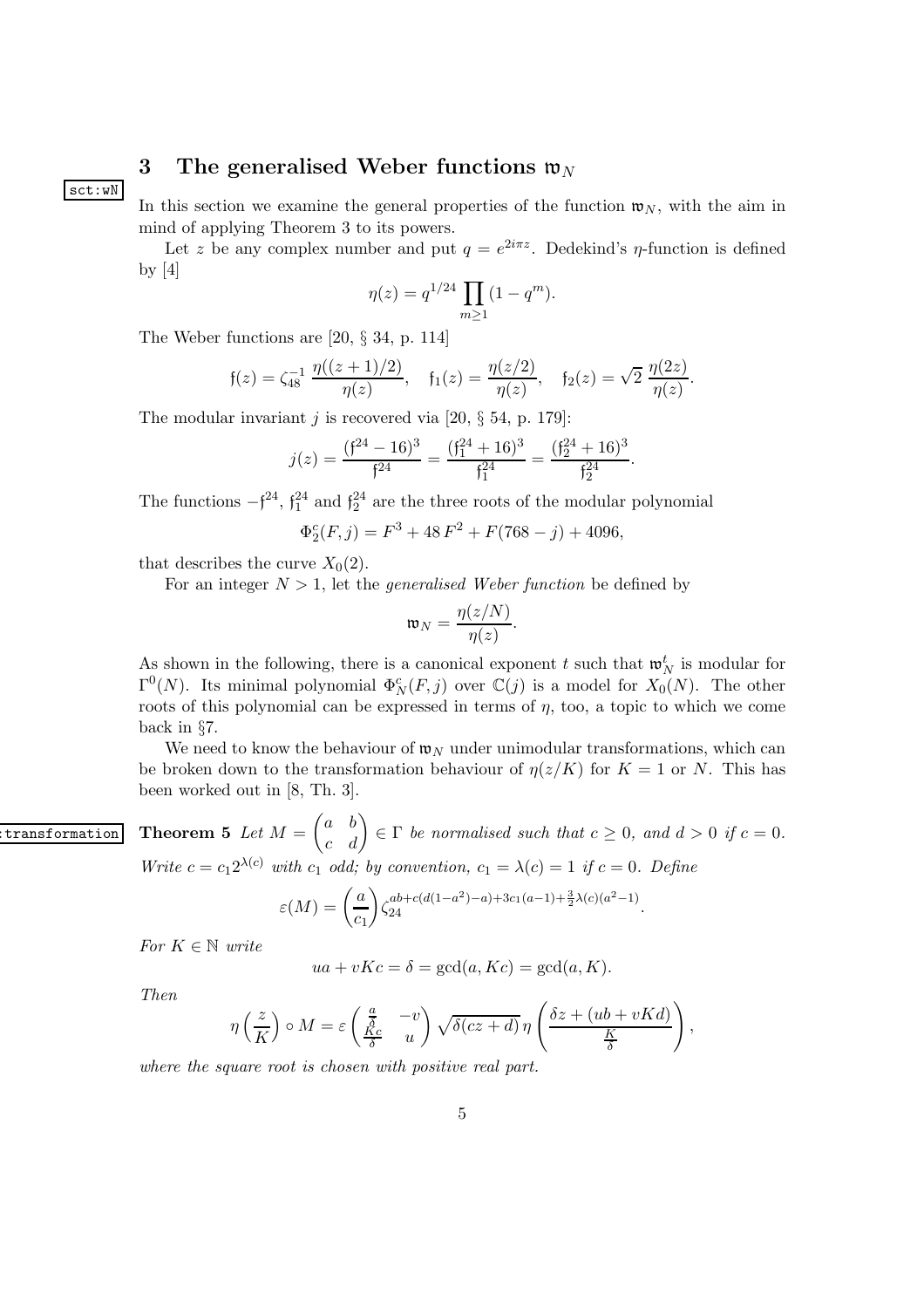## 3 The generalised Weber functions $\mathfrak{w}_N$

In this section we examine the general properties of the function $\mathfrak{w}_N$, with the aim in mind of applying Theorem 3 to its powers.

Let $z$ be any complex number and put $q = e^{2i\pi z}$. Dedekind's $\eta$-function is defined by [4]

$$\eta(z) = q^{1/24} \prod_{m \geq 1} (1 - q^m).$$

The Weber functions are [20, § 34, p. 114]

$$\mathfrak{f}(z) = \zeta_{48}^{-1} \, \frac{\eta((z+1)/2)}{\eta(z)}, \quad \mathfrak{f}_1(z) = \frac{\eta(z/2)}{\eta(z)}, \quad \mathfrak{f}_2(z) = \sqrt{2} \, \frac{\eta(2z)}{\eta(z)}.$$

The modular invariant $j$ is recovered via [20, § 54, p. 179]:

$$j(z) = \frac{(\mathfrak{f}^{24} - 16)^3}{\mathfrak{f}^{24}} = \frac{(\mathfrak{f}_1^{24} + 16)^3}{\mathfrak{f}_1^{24}} = \frac{(\mathfrak{f}_2^{24} + 16)^3}{\mathfrak{f}_2^{24}}.$$

The functions $-\mathfrak{f}^{24}$, $\mathfrak{f}_1^{24}$ and $\mathfrak{f}_2^{24}$ are the three roots of the modular polynomial

$$\Phi_2^c(F, j) = F^3 + 48\, F^2 + F(768 - j) + 4096,$$

that describes the curve $X_0(2)$.

For an integer $N > 1$, let the *generalised Weber function* be defined by

$$\mathfrak{w}_N = \frac{\eta(z/N)}{\eta(z)}.$$

As shown in the following, there is a canonical exponent $t$ such that $\mathfrak{w}_N^t$ is modular for $\Gamma^0(N)$. Its minimal polynomial $\Phi_N^c(F, j)$ over $\mathbb{C}(j)$ is a model for $X_0(N)$. The other roots of this polynomial can be expressed in terms of $\eta$, too, a topic to which we come back in §7.

We need to know the behaviour of $\mathfrak{w}_N$ under unimodular transformations, which can be broken down to the transformation behaviour of $\eta(z/K)$ for $K = 1$ or $N$. This has been worked out in [8, Th. 3].

**Theorem 5** *Let $M = \begin{pmatrix} a & b \\ c & d \end{pmatrix} \in \Gamma$ be normalised such that $c \geq 0$, and $d > 0$ if $c = 0$. Write $c = c_1 2^{\lambda(c)}$ with $c_1$ odd; by convention, $c_1 = \lambda(c) = 1$ if $c = 0$. Define*

$$\varepsilon(M) = \left( \frac{a}{c_1} \right) \zeta_{24}^{ab + c(d(1-a^2) - a) + 3c_1(a-1) + \frac{3}{2}\lambda(c)(a^2 - 1)}.$$

*For $K \in \mathbb{N}$ write*

$$ua + vKc = \delta = \gcd(a, Kc) = \gcd(a, K).$$

*Then*

$$\eta\left(\frac{z}{K}\right) \circ M = \varepsilon \begin{pmatrix} \frac{a}{\delta} & -v \\ \frac{Kc}{\delta} & u \end{pmatrix} \sqrt{\delta(cz + d)}\, \eta\left( \frac{\delta z + (ub + vKd)}{\frac{K}{\delta}} \right),$$

*where the square root is chosen with positive real part.*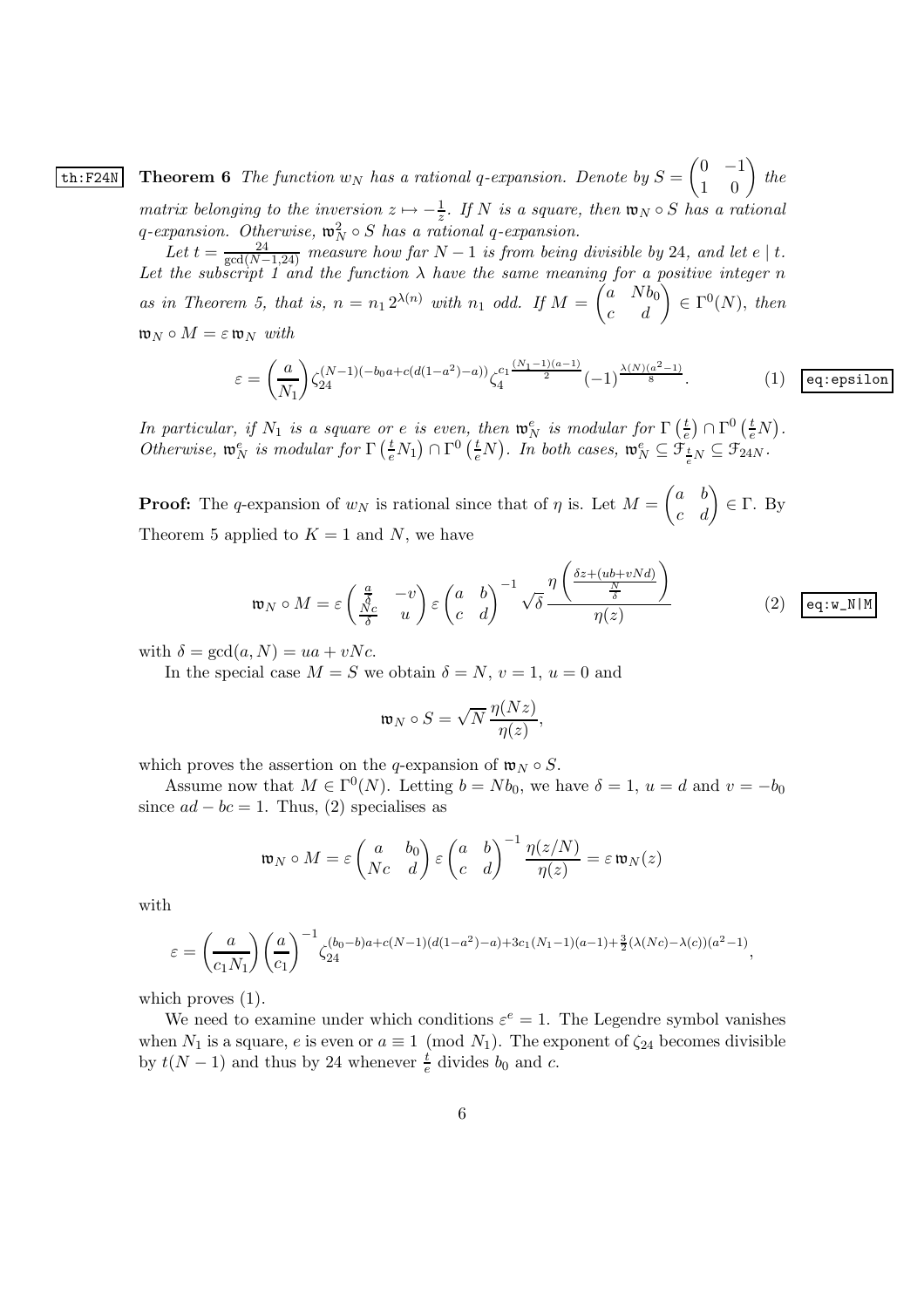th:F24N **Theorem 6** *The function $w_N$ has a rational $q$-expansion. Denote by $S = \begin{pmatrix} 0 & -1 \\ 1 & 0 \end{pmatrix}$ the matrix belonging to the inversion $z \mapsto -\frac{1}{z}$. If $N$ is a square, then $\mathfrak{w}_N \circ S$ has a rational $q$-expansion. Otherwise, $\mathfrak{w}_N^2 \circ S$ has a rational $q$-expansion.*

*Let $t = \frac{24}{\gcd(N-1,24)}$ measure how far $N-1$ is from being divisible by 24, and let $e \mid t$. Let the subscript 1 and the function $\lambda$ have the same meaning for a positive integer $n$ as in Theorem 5, that is, $n = n_1 2^{\lambda(n)}$ with $n_1$ odd. If $M = \begin{pmatrix} a & Nb_0 \\ c & d \end{pmatrix} \in \Gamma^0(N)$, then $\mathfrak{w}_N \circ M = \varepsilon \, \mathfrak{w}_N$ with*

$$\varepsilon = \left(\frac{a}{N_1}\right) \zeta_{24}^{(N-1)(-b_0 a + c(d(1-a^2)-a))} \zeta_4^{c_1 \frac{(N_1-1)(a-1)}{2}} (-1)^{\frac{\lambda(N)(a^2-1)}{8}}. \qquad (1) \quad \text{eq:epsilon}$$

*In particular, if $N_1$ is a square or $e$ is even, then $\mathfrak{w}_N^e$ is modular for $\Gamma\left(\frac{t}{e}\right) \cap \Gamma^0\left(\frac{t}{e}N\right)$. Otherwise, $\mathfrak{w}_N^e$ is modular for $\Gamma\left(\frac{t}{e}N_1\right) \cap \Gamma^0\left(\frac{t}{e}N\right)$. In both cases, $\mathfrak{w}_N^e \subseteq \mathfrak{F}_{\frac{t}{e}N} \subseteq \mathfrak{F}_{24N}$.*

**Proof:** The $q$-expansion of $w_N$ is rational since that of $\eta$ is. Let $M = \begin{pmatrix} a & b \\ c & d \end{pmatrix} \in \Gamma$. By Theorem 5 applied to $K = 1$ and $N$, we have

$$\mathfrak{w}_N \circ M = \varepsilon \begin{pmatrix} \frac{a}{\delta} & -v \\ \frac{Nc}{\delta} & u \end{pmatrix} \varepsilon \begin{pmatrix} a & b \\ c & d \end{pmatrix}^{-1} \sqrt{\delta} \, \frac{\eta\left(\frac{\delta z + (ub + vNd)}{\frac{N}{\delta}}\right)}{\eta(z)} \qquad (2) \quad \text{eq:w\_N|M}$$

with $\delta = \gcd(a, N) = ua + vNc$.

In the special case $M = S$ we obtain $\delta = N$, $v = 1$, $u = 0$ and

$$\mathfrak{w}_N \circ S = \sqrt{N} \, \frac{\eta(Nz)}{\eta(z)},$$

which proves the assertion on the $q$-expansion of $\mathfrak{w}_N \circ S$.

Assume now that $M \in \Gamma^0(N)$. Letting $b = Nb_0$, we have $\delta = 1$, $u = d$ and $v = -b_0$ since $ad - bc = 1$. Thus, (2) specialises as

$$\mathfrak{w}_N \circ M = \varepsilon \begin{pmatrix} a & b_0 \\ Nc & d \end{pmatrix} \varepsilon \begin{pmatrix} a & b \\ c & d \end{pmatrix}^{-1} \frac{\eta(z/N)}{\eta(z)} = \varepsilon \, \mathfrak{w}_N(z)$$

with

$$\varepsilon = \left(\frac{a}{c_1 N_1}\right) \left(\frac{a}{c_1}\right)^{-1} \zeta_{24}^{(b_0 - b)a + c(N-1)(d(1-a^2)-a) + 3c_1(N_1-1)(a-1) + \frac{3}{2}(\lambda(Nc) - \lambda(c))(a^2-1)},$$

which proves (1).

We need to examine under which conditions $\varepsilon^e = 1$. The Legendre symbol vanishes when $N_1$ is a square, $e$ is even or $a \equiv 1 \pmod{N_1}$. The exponent of $\zeta_{24}$ becomes divisible by $t(N-1)$ and thus by 24 whenever $\frac{t}{e}$ divides $b_0$ and $c$.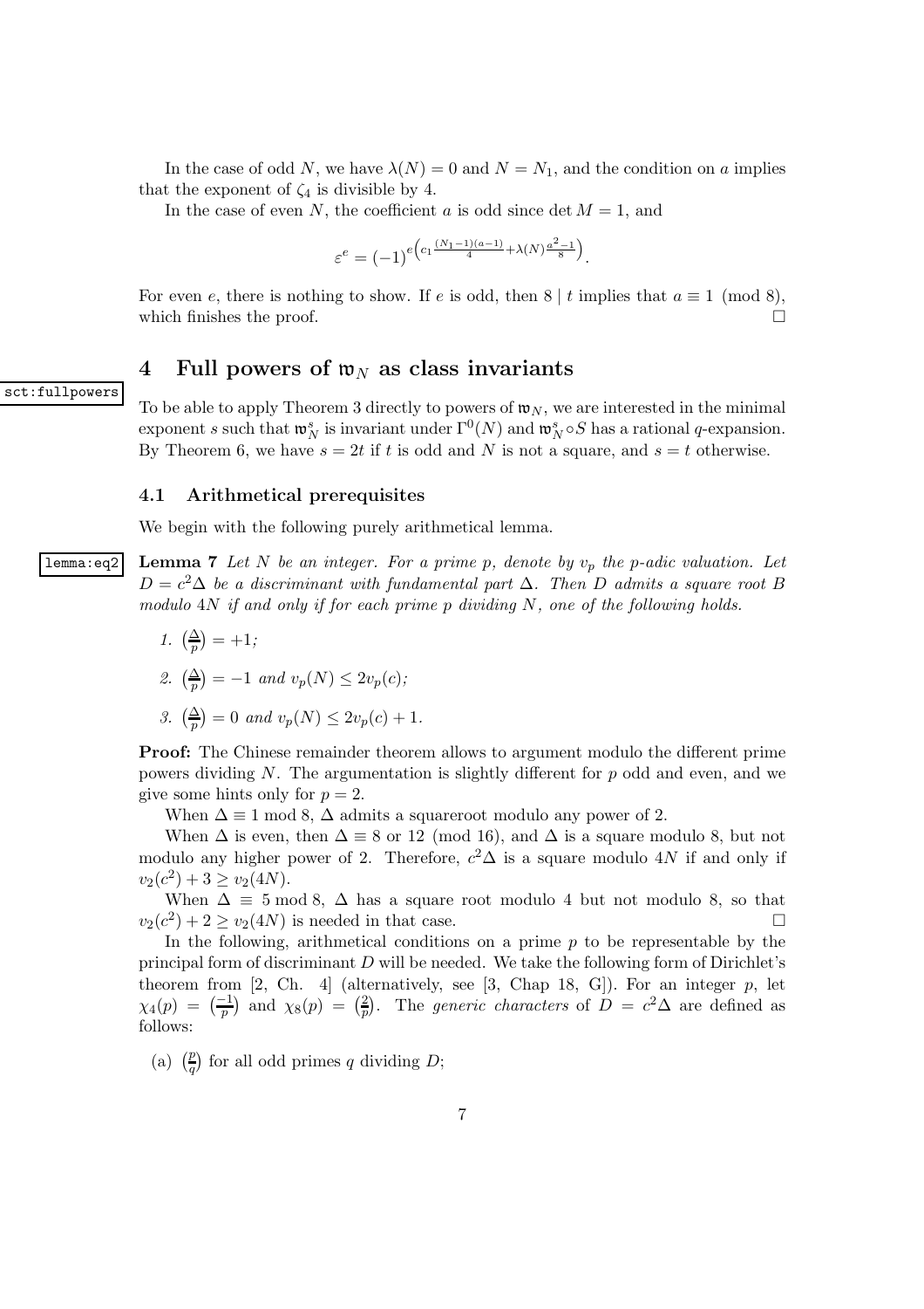In the case of odd $N$, we have $\lambda(N) = 0$ and $N = N_1$, and the condition on $a$ implies that the exponent of $\zeta_4$ is divisible by 4.

In the case of even $N$, the coefficient $a$ is odd since $\det M = 1$, and

$$\varepsilon^e = (-1)^{e\left(c_1 \frac{(N_1-1)(a-1)}{4} + \lambda(N)\frac{a^2-1}{8}\right)}.$$

For even $e$, there is nothing to show. If $e$ is odd, then $8 \mid t$ implies that $a \equiv 1 \pmod 8$, which finishes the proof. $\square$

## 4 Full powers of $\mathfrak{w}_N$ as class invariants

To be able to apply Theorem 3 directly to powers of $\mathfrak{w}_N$, we are interested in the minimal exponent $s$ such that $\mathfrak{w}_N^s$ is invariant under $\Gamma^0(N)$ and $\mathfrak{w}_N^s \circ S$ has a rational $q$-expansion. By Theorem 6, we have $s = 2t$ if $t$ is odd and $N$ is not a square, and $s = t$ otherwise.

### 4.1 Arithmetical prerequisites

We begin with the following purely arithmetical lemma.

**Lemma 7** *Let $N$ be an integer. For a prime $p$, denote by $v_p$ the $p$-adic valuation. Let $D = c^2\Delta$ be a discriminant with fundamental part $\Delta$. Then $D$ admits a square root $B$ modulo $4N$ if and only if for each prime $p$ dividing $N$, one of the following holds.*

1. $\left(\frac{\Delta}{p}\right) = +1$;
2. $\left(\frac{\Delta}{p}\right) = -1$ *and* $v_p(N) \le 2v_p(c)$;
3. $\left(\frac{\Delta}{p}\right) = 0$ *and* $v_p(N) \le 2v_p(c) + 1$.

**Proof:** The Chinese remainder theorem allows to argument modulo the different prime powers dividing $N$. The argumentation is slightly different for $p$ odd and even, and we give some hints only for $p = 2$.

When $\Delta \equiv 1 \bmod 8$, $\Delta$ admits a squareroot modulo any power of 2.

When $\Delta$ is even, then $\Delta \equiv 8$ or $12 \pmod{16}$, and $\Delta$ is a square modulo 8, but not modulo any higher power of 2. Therefore, $c^2\Delta$ is a square modulo $4N$ if and only if $v_2(c^2) + 3 \ge v_2(4N)$.

When $\Delta \equiv 5 \bmod 8$, $\Delta$ has a square root modulo 4 but not modulo 8, so that $v_2(c^2) + 2 \ge v_2(4N)$ is needed in that case. $\square$

In the following, arithmetical conditions on a prime $p$ to be representable by the principal form of discriminant $D$ will be needed. We take the following form of Dirichlet's theorem from [2, Ch. 4] (alternatively, see [3, Chap 18, G]). For an integer $p$, let $\chi_4(p) = \left(\frac{-1}{p}\right)$ and $\chi_8(p) = \left(\frac{2}{p}\right)$. The *generic characters* of $D = c^2\Delta$ are defined as follows:

(a) $\left(\frac{p}{q}\right)$ for all odd primes $q$ dividing $D$;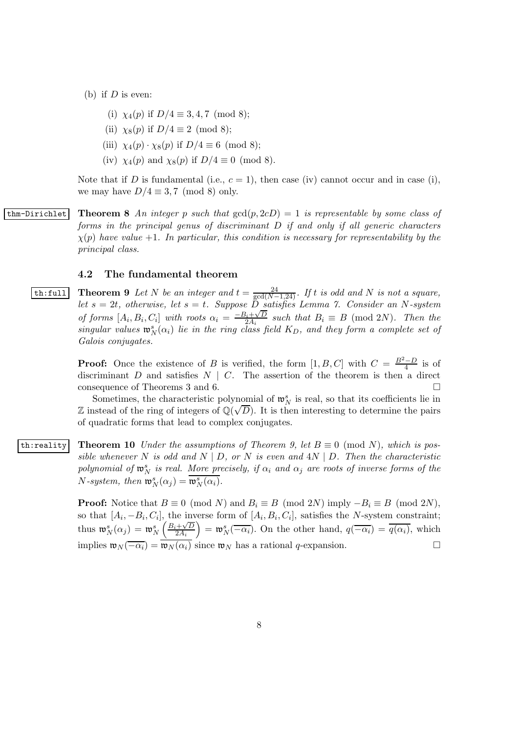(b) if $D$ is even:

(i) $\chi_4(p)$ if $D/4 \equiv 3, 4, 7 \pmod 8$;

(ii) $\chi_8(p)$ if $D/4 \equiv 2 \pmod 8$;

(iii) $\chi_4(p) \cdot \chi_8(p)$ if $D/4 \equiv 6 \pmod 8$;

(iv) $\chi_4(p)$ and $\chi_8(p)$ if $D/4 \equiv 0 \pmod 8$.

Note that if $D$ is fundamental (i.e., $c = 1$), then case (iv) cannot occur and in case (i), we may have $D/4 \equiv 3, 7 \pmod 8$ only.

**Theorem 8** *An integer $p$ such that $\gcd(p, 2cD) = 1$ is representable by some class of forms in the principal genus of discriminant $D$ if and only if all generic characters $\chi(p)$ have value $+1$. In particular, this condition is necessary for representability by the principal class.*

### 4.2 The fundamental theorem

**Theorem 9** *Let $N$ be an integer and $t = \frac{24}{\gcd(N-1,24)}$. If $t$ is odd and $N$ is not a square, let $s = 2t$, otherwise, let $s = t$. Suppose $D$ satisfies Lemma 7. Consider an $N$-system of forms $[A_i, B_i, C_i]$ with roots $\alpha_i = \frac{-B_i+\sqrt{D}}{2A_i}$ such that $B_i \equiv B \pmod{2N}$. Then the singular values $\mathfrak{w}_N^s(\alpha_i)$ lie in the ring class field $K_D$, and they form a complete set of Galois conjugates.*

**Proof:** Once the existence of $B$ is verified, the form $[1, B, C]$ with $C = \frac{B^2-D}{4}$ is of discriminant $D$ and satisfies $N \mid C$. The assertion of the theorem is then a direct consequence of Theorems 3 and 6. □

Sometimes, the characteristic polynomial of $\mathfrak{w}_N^s$ is real, so that its coefficients lie in $\mathbb{Z}$ instead of the ring of integers of $\mathbb{Q}(\sqrt{D})$. It is then interesting to determine the pairs of quadratic forms that lead to complex conjugates.

**Theorem 10** *Under the assumptions of Theorem 9, let $B \equiv 0 \pmod N$, which is possible whenever $N$ is odd and $N \mid D$, or $N$ is even and $4N \mid D$. Then the characteristic polynomial of $\mathfrak{w}_N^s$ is real. More precisely, if $\alpha_i$ and $\alpha_j$ are roots of inverse forms of the $N$-system, then $\mathfrak{w}_N^s(\alpha_j) = \overline{\mathfrak{w}_N^s(\alpha_i)}$.*

**Proof:** Notice that $B \equiv 0 \pmod N$ and $B_i \equiv B \pmod{2N}$ imply $-B_i \equiv B \pmod{2N}$, so that $[A_i, -B_i, C_i]$, the inverse form of $[A_i, B_i, C_i]$, satisfies the $N$-system constraint; thus $\mathfrak{w}_N^s(\alpha_j) = \mathfrak{w}_N^s\left(\frac{B_i+\sqrt{D}}{2A_i}\right) = \mathfrak{w}_N^s(\overline{-\alpha_i})$. On the other hand, $q(\overline{-\alpha_i}) = \overline{q(\alpha_i)}$, which implies $\mathfrak{w}_N(\overline{-\alpha_i}) = \overline{\mathfrak{w}_N(\alpha_i)}$ since $\mathfrak{w}_N$ has a rational $q$-expansion. □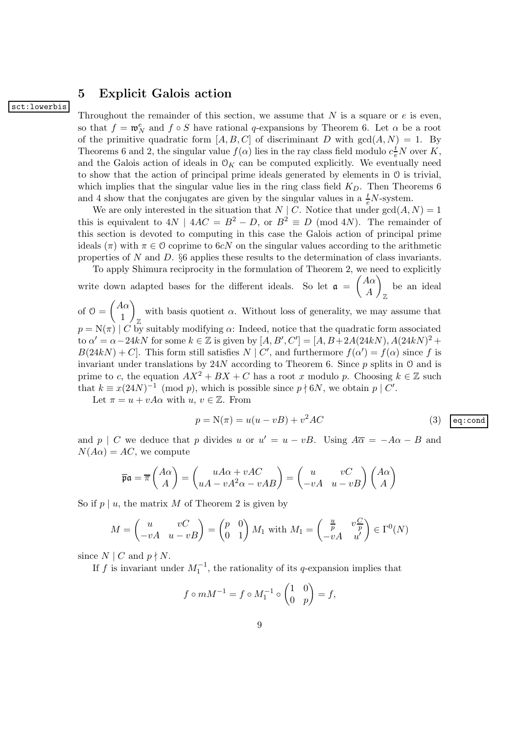## 5 Explicit Galois action

sct:lowerbis

Throughout the remainder of this section, we assume that $N$ is a square or $e$ is even, so that $f = \mathfrak{w}_N^e$ and $f \circ S$ have rational $q$-expansions by Theorem 6. Let $\alpha$ be a root of the primitive quadratic form $[A, B, C]$ of discriminant $D$ with $\gcd(A, N) = 1$. By Theorems 6 and 2, the singular value $f(\alpha)$ lies in the ray class field modulo $c\frac{t}{e}N$ over $K$, and the Galois action of ideals in $\mathcal{O}_K$ can be computed explicitly. We eventually need to show that the action of principal prime ideals generated by elements in $\mathcal{O}$ is trivial, which implies that the singular value lies in the ring class field $K_D$. Then Theorems 6 and 4 show that the conjugates are given by the singular values in a $\frac{t}{e}N$-system.

We are only interested in the situation that $N \mid C$. Notice that under $\gcd(A, N) = 1$ this is equivalent to $4N \mid 4AC = B^2 - D$, or $B^2 \equiv D \pmod{4N}$. The remainder of this section is devoted to computing in this case the Galois action of principal prime ideals $(\pi)$ with $\pi \in \mathcal{O}$ coprime to $6cN$ on the singular values according to the arithmetic properties of $N$ and $D$. §6 applies these results to the determination of class invariants.

To apply Shimura reciprocity in the formulation of Theorem 2, we need to explicitly write down adapted bases for the different ideals. So let $\mathfrak{a} = \begin{pmatrix} A\alpha \\ A \end{pmatrix}_{\mathbb{Z}}$ be an ideal of $\mathcal{O} = \begin{pmatrix} A\alpha \\ 1 \end{pmatrix}_{\mathbb{Z}}$ with basis quotient $\alpha$. Without loss of generality, we may assume that $p = \mathrm{N}(\pi) \mid C$ by suitably modifying $\alpha$: Indeed, notice that the quadratic form associated to $\alpha' = \alpha - 24kN$ for some $k \in \mathbb{Z}$ is given by $[A, B', C'] = [A, B + 2A(24kN), A(24kN)^2 + B(24kN) + C]$. This form still satisfies $N \mid C'$, and furthermore $f(\alpha') = f(\alpha)$ since $f$ is invariant under translations by $24N$ according to Theorem 6. Since $p$ splits in $\mathcal{O}$ and is prime to $c$, the equation $AX^2 + BX + C$ has a root $x$ modulo $p$. Choosing $k \in \mathbb{Z}$ such that $k \equiv x(24N)^{-1} \pmod{p}$, which is possible since $p \nmid 6N$, we obtain $p \mid C'$.

Let $\pi = u + vA\alpha$ with $u, v \in \mathbb{Z}$. From

$$p = \mathrm{N}(\pi) = u(u - vB) + v^2 AC \qquad (3)$$

eq:cond

and $p \mid C$ we deduce that $p$ divides $u$ or $u' = u - vB$. Using $A\overline{\alpha} = -A\alpha - B$ and $N(A\alpha) = AC$, we compute

$$\overline{\mathfrak{p}}\mathfrak{a} = \overline{\pi} \begin{pmatrix} A\alpha \\ A \end{pmatrix} = \begin{pmatrix} uA\alpha + vAC \\ uA - vA^2\alpha - vAB \end{pmatrix} = \begin{pmatrix} u & vC \\ -vA & u - vB \end{pmatrix} \begin{pmatrix} A\alpha \\ A \end{pmatrix}$$

So if $p \mid u$, the matrix $M$ of Theorem 2 is given by

$$M = \begin{pmatrix} u & vC \\ -vA & u - vB \end{pmatrix} = \begin{pmatrix} p & 0 \\ 0 & 1 \end{pmatrix} M_1 \text{ with } M_1 = \begin{pmatrix} \frac{u}{p} & v\frac{C}{p} \\ -vA & u' \end{pmatrix} \in \Gamma^0(N)$$

since $N \mid C$ and $p \nmid N$.

If $f$ is invariant under $M_1^{-1}$, the rationality of its $q$-expansion implies that

$$f \circ mM^{-1} = f \circ M_1^{-1} \circ \begin{pmatrix} 1 & 0 \\ 0 & p \end{pmatrix} = f,$$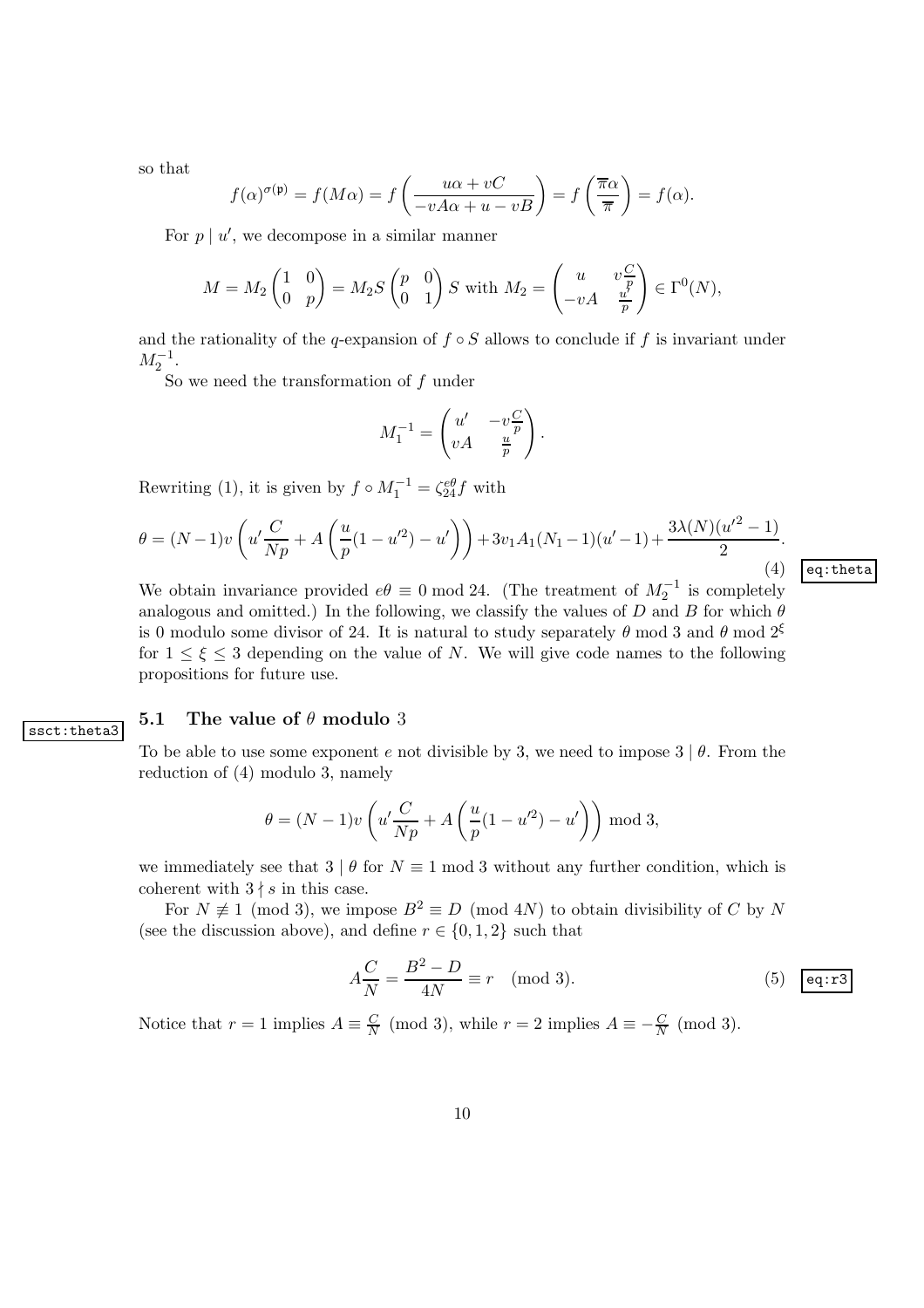so that

$$f(\alpha)^{\sigma(\mathfrak{p})} = f(M\alpha) = f\left(\frac{u\alpha + vC}{-vA\alpha + u - vB}\right) = f\left(\frac{\overline{\pi}\alpha}{\overline{\pi}}\right) = f(\alpha).$$

For $p \mid u'$, we decompose in a similar manner

$$M = M_2 \begin{pmatrix} 1 & 0 \\ 0 & p \end{pmatrix} = M_2 S \begin{pmatrix} p & 0 \\ 0 & 1 \end{pmatrix} S \text{ with } M_2 = \begin{pmatrix} u & v\frac{C}{p} \\ -vA & \frac{u'}{p} \end{pmatrix} \in \Gamma^0(N),$$

and the rationality of the $q$-expansion of $f \circ S$ allows to conclude if $f$ is invariant under $M_2^{-1}$.

So we need the transformation of $f$ under

$$M_1^{-1} = \begin{pmatrix} u' & -v\frac{C}{p} \\ vA & \frac{u}{p} \end{pmatrix}.$$

Rewriting (1), it is given by $f \circ M_1^{-1} = \zeta_{24}^{e\theta} f$ with

$$\theta = (N-1)v\left(u'\frac{C}{Np} + A\left(\frac{u}{p}(1-u'^2) - u'\right)\right) + 3v_1A_1(N_1-1)(u'-1) + \frac{3\lambda(N)(u'^2-1)}{2}. \tag{4}$$

We obtain invariance provided $e\theta \equiv 0 \bmod 24$. (The treatment of $M_2^{-1}$ is completely analogous and omitted.) In the following, we classify the values of $D$ and $B$ for which $\theta$ is 0 modulo some divisor of 24. It is natural to study separately $\theta \bmod 3$ and $\theta \bmod 2^\xi$ for $1 \le \xi \le 3$ depending on the value of $N$. We will give code names to the following propositions for future use.

## 5.1 The value of $\theta$ modulo 3

To be able to use some exponent $e$ not divisible by 3, we need to impose $3 \mid \theta$. From the reduction of (4) modulo 3, namely

$$\theta = (N-1)v\left(u'\frac{C}{Np} + A\left(\frac{u}{p}(1-u'^2) - u'\right)\right) \bmod 3,$$

we immediately see that $3 \mid \theta$ for $N \equiv 1 \bmod 3$ without any further condition, which is coherent with $3 \nmid s$ in this case.

For $N \not\equiv 1 \pmod 3$, we impose $B^2 \equiv D \pmod{4N}$ to obtain divisibility of $C$ by $N$ (see the discussion above), and define $r \in \{0, 1, 2\}$ such that

$$A\frac{C}{N} = \frac{B^2 - D}{4N} \equiv r \pmod 3. \tag{5}$$

Notice that $r = 1$ implies $A \equiv \frac{C}{N} \pmod 3$, while $r = 2$ implies $A \equiv -\frac{C}{N} \pmod 3$.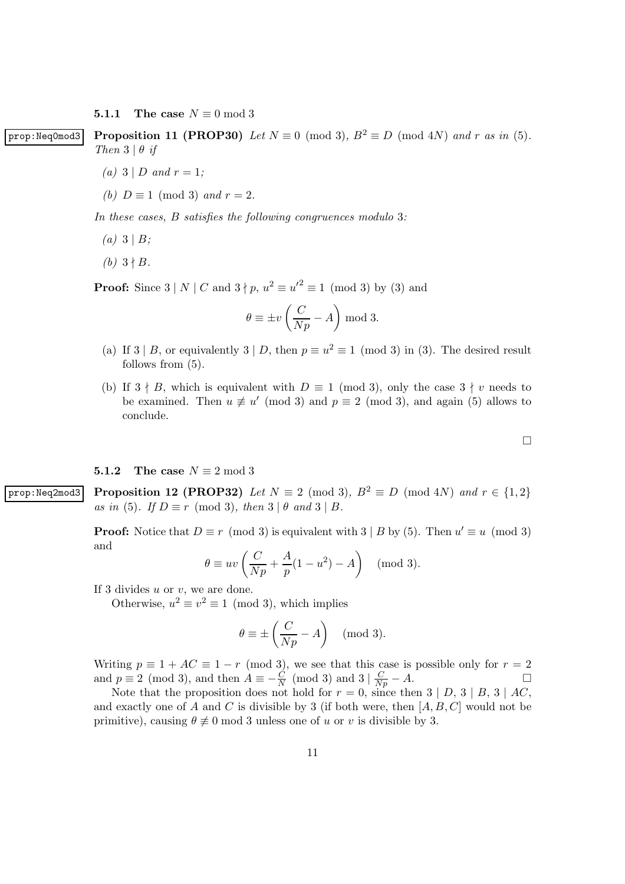#### 5.1.1 The case $N \equiv 0 \bmod 3$

prop:Neq0mod3

**Proposition 11 (PROP30)** *Let $N \equiv 0 \pmod 3$, $B^2 \equiv D \pmod{4N}$ and $r$ as in (5). Then $3 \mid \theta$ if*

*(a) $3 \mid D$ and $r = 1$;*

*(b) $D \equiv 1 \pmod 3$ and $r = 2$.*

*In these cases, $B$ satisfies the following congruences modulo 3:*

*(a) $3 \mid B$;*

*(b) $3 \nmid B$.*

**Proof:** Since $3 \mid N \mid C$ and $3 \nmid p$, $u^2 \equiv {u'}^2 \equiv 1 \pmod 3$ by (3) and

$$\theta \equiv \pm v \left( \frac{C}{Np} - A \right) \bmod 3.$$

(a) If $3 \mid B$, or equivalently $3 \mid D$, then $p \equiv u^2 \equiv 1 \pmod 3$ in (3). The desired result follows from (5).

(b) If $3 \nmid B$, which is equivalent with $D \equiv 1 \pmod 3$, only the case $3 \nmid v$ needs to be examined. Then $u \not\equiv u' \pmod 3$ and $p \equiv 2 \pmod 3$, and again (5) allows to conclude.

□

#### 5.1.2 The case $N \equiv 2 \bmod 3$

prop:Neq2mod3

**Proposition 12 (PROP32)** *Let $N \equiv 2 \pmod 3$, $B^2 \equiv D \pmod{4N}$ and $r \in \{1, 2\}$ as in (5). If $D \equiv r \pmod 3$, then $3 \mid \theta$ and $3 \mid B$.*

**Proof:** Notice that $D \equiv r \pmod 3$ is equivalent with $3 \mid B$ by (5). Then $u' \equiv u \pmod 3$ and

$$\theta \equiv uv \left( \frac{C}{Np} + \frac{A}{p}(1 - u^2) - A \right) \pmod 3.$$

If 3 divides $u$ or $v$, we are done.

Otherwise, $u^2 \equiv v^2 \equiv 1 \pmod 3$, which implies

$$\theta \equiv \pm \left( \frac{C}{Np} - A \right) \pmod 3.$$

Writing $p \equiv 1 + AC \equiv 1 - r \pmod 3$, we see that this case is possible only for $r = 2$ and $p \equiv 2 \pmod 3$, and then $A \equiv -\frac{C}{N} \pmod 3$ and $3 \mid \frac{C}{Np} - A$. □

Note that the proposition does not hold for $r = 0$, since then $3 \mid D$, $3 \mid B$, $3 \mid AC$, and exactly one of $A$ and $C$ is divisible by 3 (if both were, then $[A, B, C]$ would not be primitive), causing $\theta \not\equiv 0 \bmod 3$ unless one of $u$ or $v$ is divisible by 3.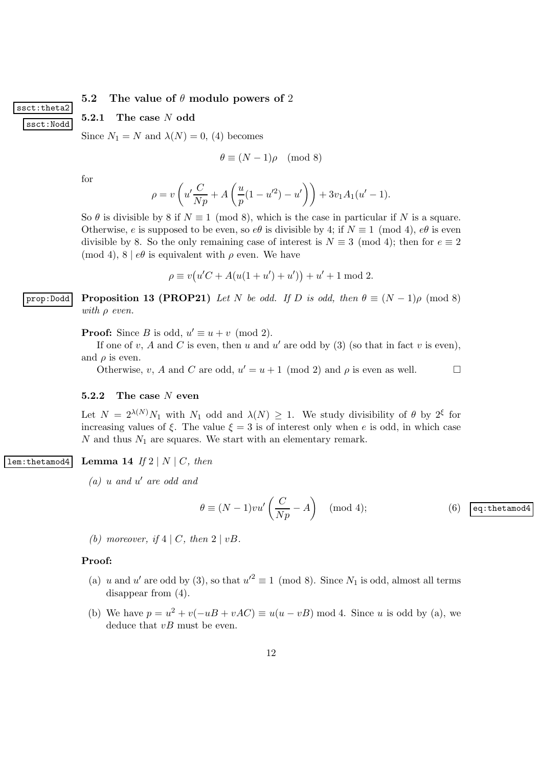## 5.2 The value of $\theta$ modulo powers of 2

### 5.2.1 The case $N$ odd

Since $N_1 = N$ and $\lambda(N) = 0$, (4) becomes

$$\theta \equiv (N-1)\rho \pmod 8$$

for

$$\rho = v\left(u'\frac{C}{Np} + A\left(\frac{u}{p}(1-u'^2) - u'\right)\right) + 3v_1A_1(u'-1).$$

So $\theta$ is divisible by 8 if $N \equiv 1 \pmod 8$, which is the case in particular if $N$ is a square. Otherwise, $e$ is supposed to be even, so $e\theta$ is divisible by 4; if $N \equiv 1 \pmod 4$, $e\theta$ is even divisible by 8. So the only remaining case of interest is $N \equiv 3 \pmod 4$; then for $e \equiv 2 \pmod 4$, $8 \mid e\theta$ is equivalent with $\rho$ even. We have

$$\rho \equiv v\big(u'C + A(u(1+u') + u')\big) + u' + 1 \bmod 2.$$

**Proposition 13 (PROP21)** *Let $N$ be odd. If $D$ is odd, then $\theta \equiv (N-1)\rho \pmod 8$ with $\rho$ even.*

**Proof:** Since $B$ is odd, $u' \equiv u + v \pmod 2$.

If one of $v$, $A$ and $C$ is even, then $u$ and $u'$ are odd by (3) (so that in fact $v$ is even), and $\rho$ is even.

Otherwise, $v$, $A$ and $C$ are odd, $u' = u + 1 \pmod 2$ and $\rho$ is even as well. $\square$

### 5.2.2 The case $N$ even

Let $N = 2^{\lambda(N)}N_1$ with $N_1$ odd and $\lambda(N) \geq 1$. We study divisibility of $\theta$ by $2^\xi$ for increasing values of $\xi$. The value $\xi = 3$ is of interest only when $e$ is odd, in which case $N$ and thus $N_1$ are squares. We start with an elementary remark.

**Lemma 14** *If $2 \mid N \mid C$, then*

*(a) $u$ and $u'$ are odd and*

$$\theta \equiv (N-1)vu'\left(\frac{C}{Np} - A\right) \pmod 4; \tag{6}$$

*(b) moreover, if $4 \mid C$, then $2 \mid vB$.*

**Proof:**

(a) $u$ and $u'$ are odd by (3), so that $u'^2 \equiv 1 \pmod 8$. Since $N_1$ is odd, almost all terms disappear from (4).

(b) We have $p = u^2 + v(-uB + vAC) \equiv u(u - vB) \bmod 4$. Since $u$ is odd by (a), we deduce that $vB$ must be even.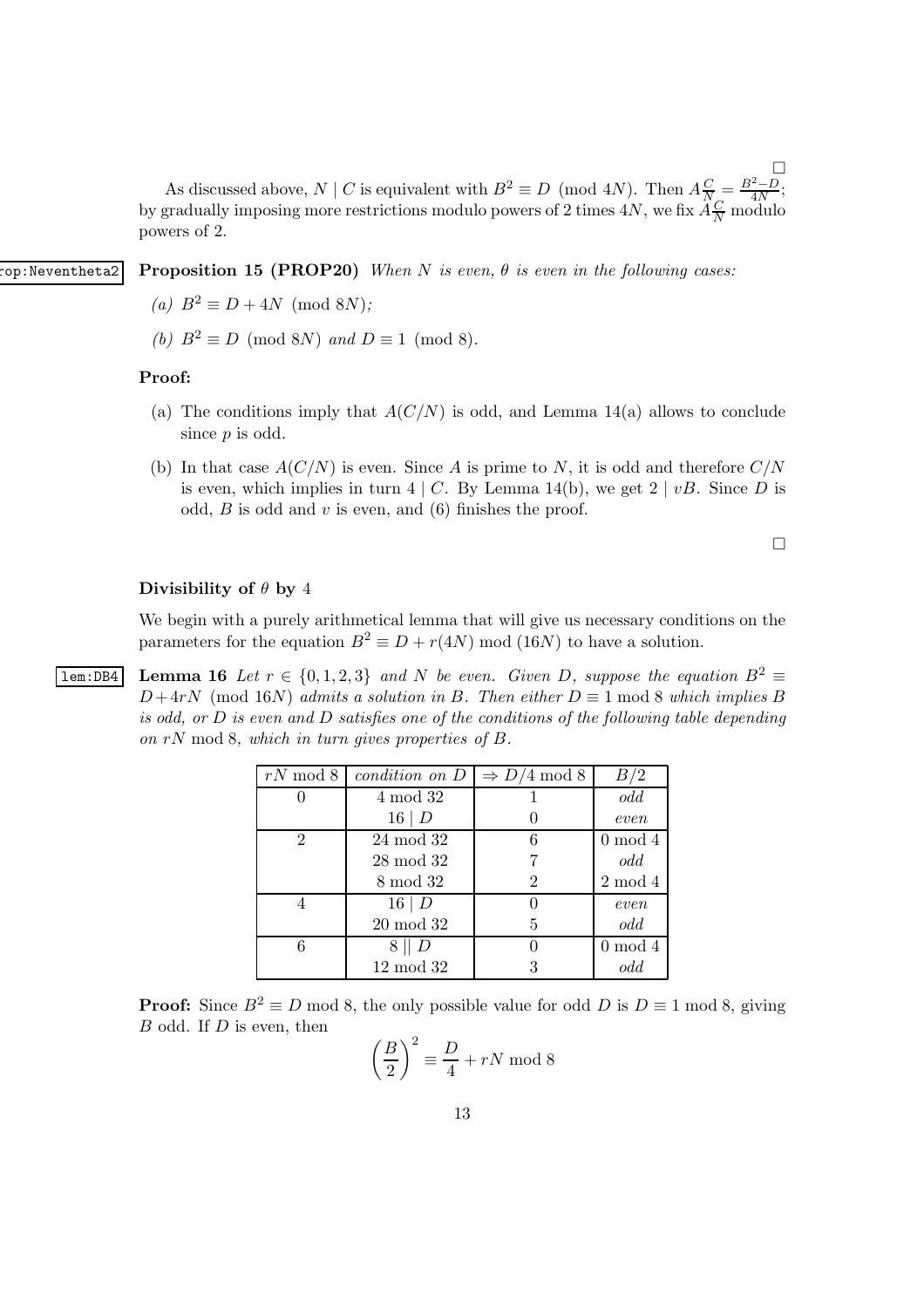□

As discussed above, $N \mid C$ is equivalent with $B^2 \equiv D \pmod{4N}$. Then $A\frac{C}{N} = \frac{B^2-D}{4N}$; by gradually imposing more restrictions modulo powers of 2 times $4N$, we fix $A\frac{C}{N}$ modulo powers of 2.

**Proposition 15 (PROP20)** *When $N$ is even, $\theta$ is even in the following cases:*

*(a) $B^2 \equiv D + 4N \pmod{8N}$;*

*(b) $B^2 \equiv D \pmod{8N}$ and $D \equiv 1 \pmod 8$.*

**Proof:**

(a) The conditions imply that $A(C/N)$ is odd, and Lemma 14(a) allows to conclude since $p$ is odd.

(b) In that case $A(C/N)$ is even. Since $A$ is prime to $N$, it is odd and therefore $C/N$ is even, which implies in turn $4 \mid C$. By Lemma 14(b), we get $2 \mid vB$. Since $D$ is odd, $B$ is odd and $v$ is even, and (6) finishes the proof.

□

**Divisibility of $\theta$ by 4**

We begin with a purely arithmetical lemma that will give us necessary conditions on the parameters for the equation $B^2 \equiv D + r(4N) \bmod (16N)$ to have a solution.

**Lemma 16** *Let $r \in \{0, 1, 2, 3\}$ and $N$ be even. Given $D$, suppose the equation $B^2 \equiv D + 4rN \pmod{16N}$ admits a solution in $B$. Then either $D \equiv 1 \bmod 8$ which implies $B$ is odd, or $D$ is even and $D$ satisfies one of the conditions of the following table depending on $rN \bmod 8$, which in turn gives properties of $B$.*

| $rN \bmod 8$ | *condition on* $D$ | $\Rightarrow D/4 \bmod 8$ | $B/2$ |
|---|---|---|---|
| 0 | $4 \bmod 32$ | 1 | *odd* |
| | $16 \mid D$ | 0 | *even* |
| 2 | $24 \bmod 32$ | 6 | $0 \bmod 4$ |
| | $28 \bmod 32$ | 7 | *odd* |
| | $8 \bmod 32$ | 2 | $2 \bmod 4$ |
| 4 | $16 \mid D$ | 0 | *even* |
| | $20 \bmod 32$ | 5 | *odd* |
| 6 | $8 \parallel D$ | 0 | $0 \bmod 4$ |
| | $12 \bmod 32$ | 3 | *odd* |

**Proof:** Since $B^2 \equiv D \bmod 8$, the only possible value for odd $D$ is $D \equiv 1 \bmod 8$, giving $B$ odd. If $D$ is even, then

$$\left(\frac{B}{2}\right)^2 \equiv \frac{D}{4} + rN \bmod 8$$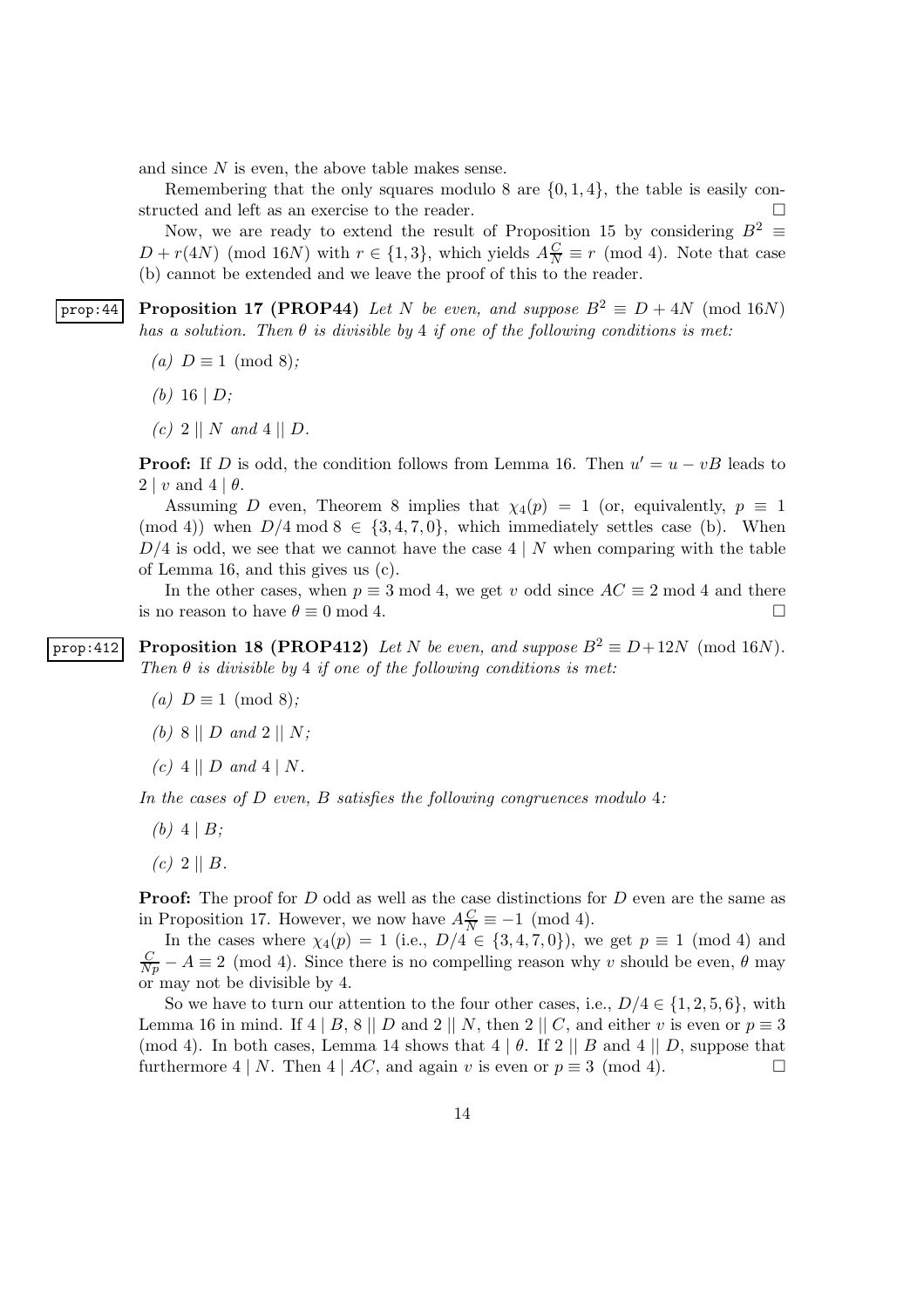and since $N$ is even, the above table makes sense.

Remembering that the only squares modulo 8 are $\{0, 1, 4\}$, the table is easily constructed and left as an exercise to the reader. $\square$

Now, we are ready to extend the result of Proposition 15 by considering $B^2 \equiv D + r(4N) \pmod{16N}$ with $r \in \{1, 3\}$, which yields $A\frac{C}{N} \equiv r \pmod 4$. Note that case (b) cannot be extended and we leave the proof of this to the reader.

prop:44 **Proposition 17 (PROP44)** *Let $N$ be even, and suppose $B^2 \equiv D + 4N \pmod{16N}$ has a solution. Then $\theta$ is divisible by 4 if one of the following conditions is met:*

*(a) $D \equiv 1 \pmod 8$;*

*(b) $16 \mid D$;*

*(c) $2 \mid\mid N$ and $4 \mid\mid D$.*

**Proof:** If $D$ is odd, the condition follows from Lemma 16. Then $u' = u - vB$ leads to $2 \mid v$ and $4 \mid \theta$.

Assuming $D$ even, Theorem 8 implies that $\chi_4(p) = 1$ (or, equivalently, $p \equiv 1 \pmod 4$) when $D/4 \bmod 8 \in \{3, 4, 7, 0\}$, which immediately settles case (b). When $D/4$ is odd, we see that we cannot have the case $4 \mid N$ when comparing with the table of Lemma 16, and this gives us (c).

In the other cases, when $p \equiv 3 \bmod 4$, we get $v$ odd since $AC \equiv 2 \bmod 4$ and there is no reason to have $\theta \equiv 0 \bmod 4$. $\square$

prop:412 **Proposition 18 (PROP412)** *Let $N$ be even, and suppose $B^2 \equiv D + 12N \pmod{16N}$. Then $\theta$ is divisible by 4 if one of the following conditions is met:*

*(a) $D \equiv 1 \pmod 8$;*

*(b) $8 \mid\mid D$ and $2 \mid\mid N$;*

*(c) $4 \mid\mid D$ and $4 \mid N$.*

*In the cases of $D$ even, $B$ satisfies the following congruences modulo 4:*

*(b) $4 \mid B$;*

*(c) $2 \mid\mid B$.*

**Proof:** The proof for $D$ odd as well as the case distinctions for $D$ even are the same as in Proposition 17. However, we now have $A\frac{C}{N} \equiv -1 \pmod 4$.

In the cases where $\chi_4(p) = 1$ (i.e., $D/4 \in \{3, 4, 7, 0\}$), we get $p \equiv 1 \pmod 4$ and $\frac{C}{Np} - A \equiv 2 \pmod 4$. Since there is no compelling reason why $v$ should be even, $\theta$ may or may not be divisible by 4.

So we have to turn our attention to the four other cases, i.e., $D/4 \in \{1, 2, 5, 6\}$, with Lemma 16 in mind. If $4 \mid B$, $8 \mid\mid D$ and $2 \mid\mid N$, then $2 \mid\mid C$, and either $v$ is even or $p \equiv 3 \pmod 4$. In both cases, Lemma 14 shows that $4 \mid \theta$. If $2 \mid\mid B$ and $4 \mid\mid D$, suppose that furthermore $4 \mid N$. Then $4 \mid AC$, and again $v$ is even or $p \equiv 3 \pmod 4$. $\square$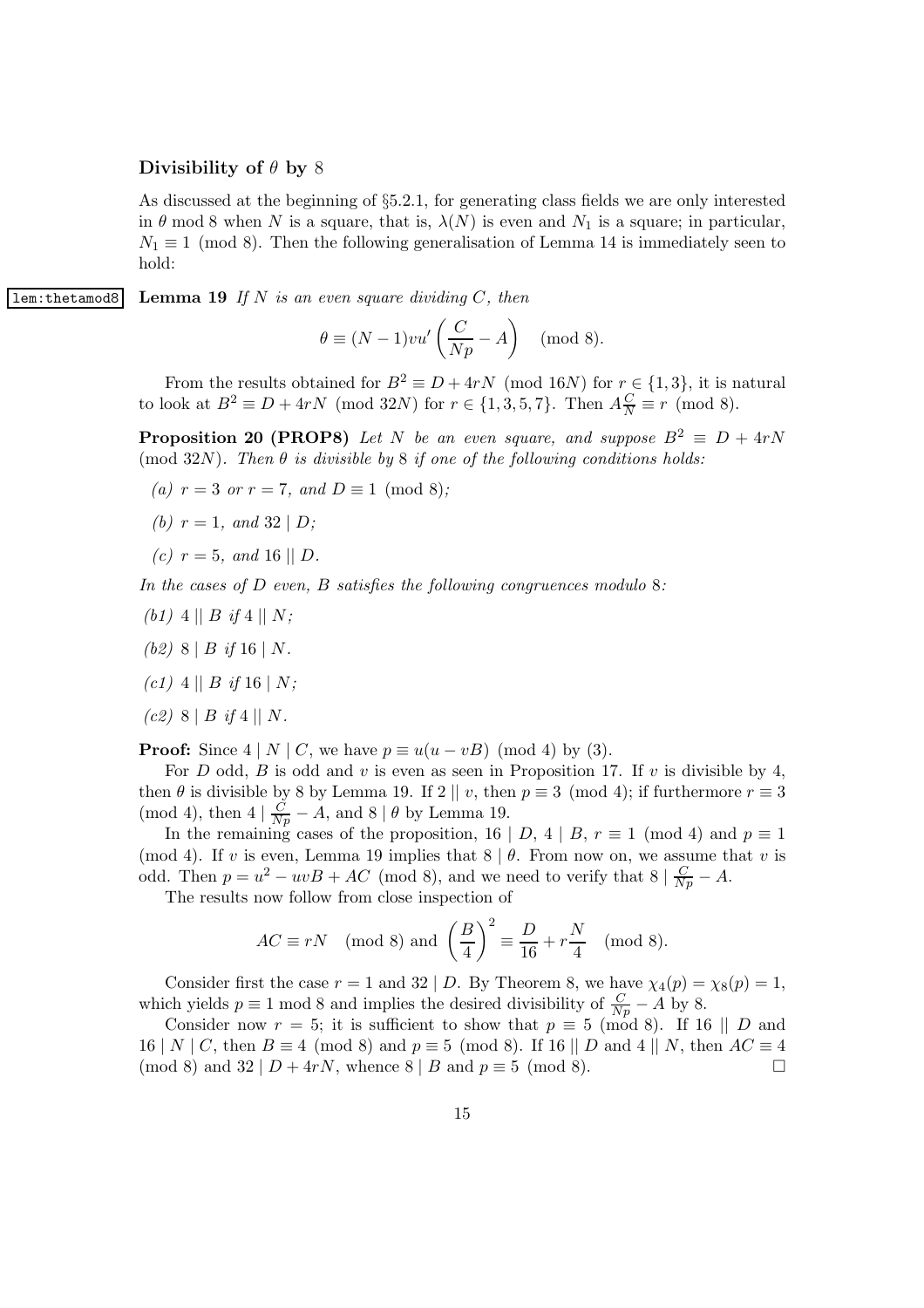### Divisibility of $\theta$ by 8

As discussed at the beginning of §5.2.1, for generating class fields we are only interested in $\theta \bmod 8$ when $N$ is a square, that is, $\lambda(N)$ is even and $N_1$ is a square; in particular, $N_1 \equiv 1 \pmod 8$. Then the following generalisation of Lemma 14 is immediately seen to hold:

**Lemma 19** *If $N$ is an even square dividing $C$, then*

$$\theta \equiv (N-1)vu'\left(\frac{C}{Np} - A\right) \pmod 8.$$

From the results obtained for $B^2 \equiv D + 4rN \pmod{16N}$ for $r \in \{1, 3\}$, it is natural to look at $B^2 \equiv D + 4rN \pmod{32N}$ for $r \in \{1, 3, 5, 7\}$. Then $A\frac{C}{N} \equiv r \pmod 8$.

**Proposition 20 (PROP8)** *Let $N$ be an even square, and suppose $B^2 \equiv D + 4rN \pmod{32N}$. Then $\theta$ is divisible by 8 if one of the following conditions holds:*

*(a) $r = 3$ or $r = 7$, and $D \equiv 1 \pmod 8$;*

*(b) $r = 1$, and $32 \mid D$;*

*(c) $r = 5$, and $16 \mid\mid D$.*

*In the cases of $D$ even, $B$ satisfies the following congruences modulo 8:*

*(b1) $4 \mid\mid B$ if $4 \mid\mid N$;*

*(b2) $8 \mid B$ if $16 \mid N$.*

*(c1) $4 \mid\mid B$ if $16 \mid N$;*

*(c2) $8 \mid B$ if $4 \mid\mid N$.*

**Proof:** Since $4 \mid N \mid C$, we have $p \equiv u(u - vB) \pmod 4$ by (3).

For $D$ odd, $B$ is odd and $v$ is even as seen in Proposition 17. If $v$ is divisible by 4, then $\theta$ is divisible by 8 by Lemma 19. If $2 \mid\mid v$, then $p \equiv 3 \pmod 4$; if furthermore $r \equiv 3 \pmod 4$, then $4 \mid \frac{C}{Np} - A$, and $8 \mid \theta$ by Lemma 19.

In the remaining cases of the proposition, $16 \mid D$, $4 \mid B$, $r \equiv 1 \pmod 4$ and $p \equiv 1 \pmod 4$. If $v$ is even, Lemma 19 implies that $8 \mid \theta$. From now on, we assume that $v$ is odd. Then $p = u^2 - uvB + AC \pmod 8$, and we need to verify that $8 \mid \frac{C}{Np} - A$.

The results now follow from close inspection of

$$AC \equiv rN \pmod 8 \text{ and } \left(\frac{B}{4}\right)^2 \equiv \frac{D}{16} + r\frac{N}{4} \pmod 8.$$

Consider first the case $r = 1$ and $32 \mid D$. By Theorem 8, we have $\chi_4(p) = \chi_8(p) = 1$, which yields $p \equiv 1 \bmod 8$ and implies the desired divisibility of $\frac{C}{Np} - A$ by 8.

Consider now $r = 5$; it is sufficient to show that $p \equiv 5 \pmod 8$. If $16 \mid\mid D$ and $16 \mid N \mid C$, then $B \equiv 4 \pmod 8$ and $p \equiv 5 \pmod 8$. If $16 \mid\mid D$ and $4 \mid\mid N$, then $AC \equiv 4 \pmod 8$ and $32 \mid D + 4rN$, whence $8 \mid B$ and $p \equiv 5 \pmod 8$. □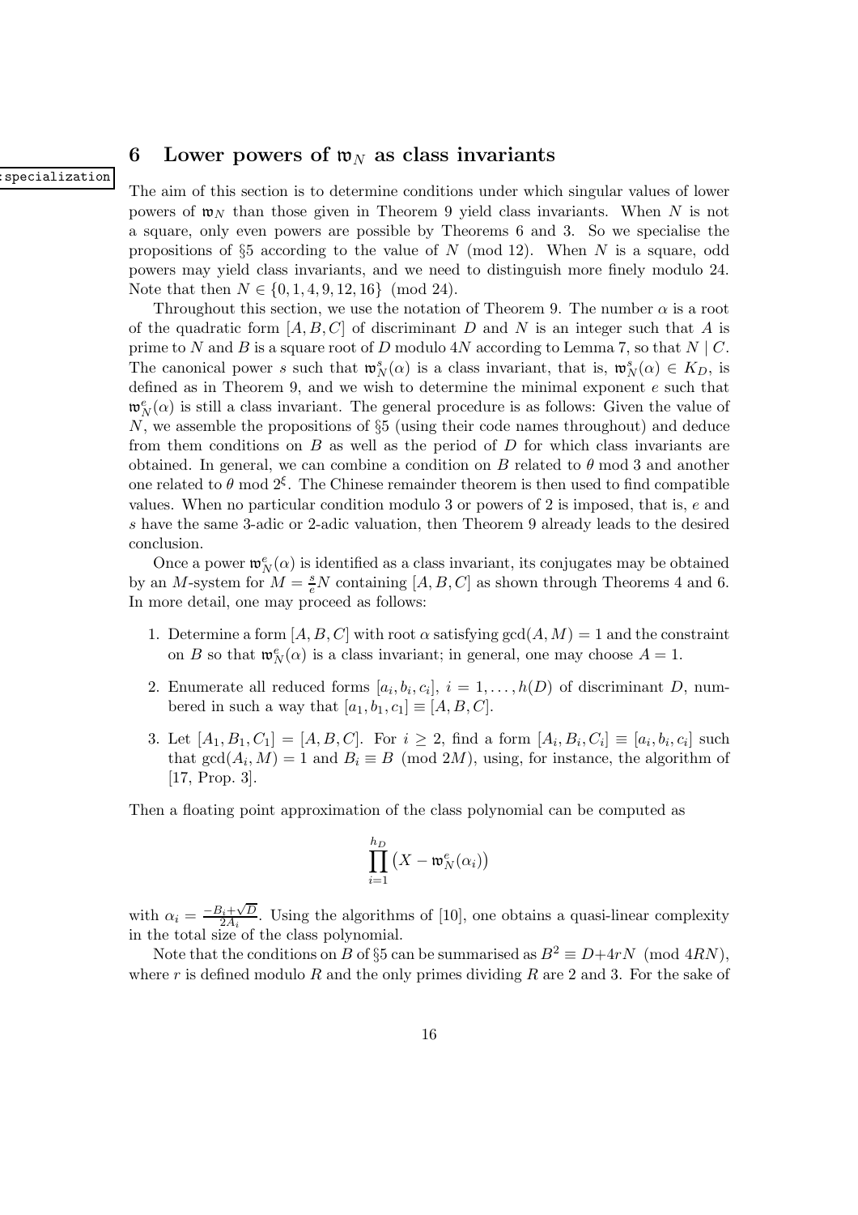## 6 Lower powers of $\mathfrak{w}_N$ as class invariants

The aim of this section is to determine conditions under which singular values of lower powers of $\mathfrak{w}_N$ than those given in Theorem 9 yield class invariants. When $N$ is not a square, only even powers are possible by Theorems 6 and 3. So we specialise the propositions of §5 according to the value of $N \pmod{12}$. When $N$ is a square, odd powers may yield class invariants, and we need to distinguish more finely modulo 24. Note that then $N \in \{0, 1, 4, 9, 12, 16\} \pmod{24}$.

Throughout this section, we use the notation of Theorem 9. The number $\alpha$ is a root of the quadratic form $[A, B, C]$ of discriminant $D$ and $N$ is an integer such that $A$ is prime to $N$ and $B$ is a square root of $D$ modulo $4N$ according to Lemma 7, so that $N \mid C$. The canonical power $s$ such that $\mathfrak{w}_N^s(\alpha)$ is a class invariant, that is, $\mathfrak{w}_N^s(\alpha) \in K_D$, is defined as in Theorem 9, and we wish to determine the minimal exponent $e$ such that $\mathfrak{w}_N^e(\alpha)$ is still a class invariant. The general procedure is as follows: Given the value of $N$, we assemble the propositions of §5 (using their code names throughout) and deduce from them conditions on $B$ as well as the period of $D$ for which class invariants are obtained. In general, we can combine a condition on $B$ related to $\theta$ mod 3 and another one related to $\theta$ mod $2^\xi$. The Chinese remainder theorem is then used to find compatible values. When no particular condition modulo 3 or powers of 2 is imposed, that is, $e$ and $s$ have the same 3-adic or 2-adic valuation, then Theorem 9 already leads to the desired conclusion.

Once a power $\mathfrak{w}_N^e(\alpha)$ is identified as a class invariant, its conjugates may be obtained by an $M$-system for $M = \frac{s}{e}N$ containing $[A, B, C]$ as shown through Theorems 4 and 6. In more detail, one may proceed as follows:

1. Determine a form $[A, B, C]$ with root $\alpha$ satisfying $\gcd(A, M) = 1$ and the constraint on $B$ so that $\mathfrak{w}_N^e(\alpha)$ is a class invariant; in general, one may choose $A = 1$.
2. Enumerate all reduced forms $[a_i, b_i, c_i]$, $i = 1, \ldots, h(D)$ of discriminant $D$, numbered in such a way that $[a_1, b_1, c_1] \equiv [A, B, C]$.
3. Let $[A_1, B_1, C_1] = [A, B, C]$. For $i \geq 2$, find a form $[A_i, B_i, C_i] \equiv [a_i, b_i, c_i]$ such that $\gcd(A_i, M) = 1$ and $B_i \equiv B \pmod{2M}$, using, for instance, the algorithm of [17, Prop. 3].

Then a floating point approximation of the class polynomial can be computed as

$$\prod_{i=1}^{h_D} \left(X - \mathfrak{w}_N^e(\alpha_i)\right)$$

with $\alpha_i = \frac{-B_i + \sqrt{D}}{2A_i}$. Using the algorithms of [10], one obtains a quasi-linear complexity in the total size of the class polynomial.

Note that the conditions on $B$ of §5 can be summarised as $B^2 \equiv D + 4rN \pmod{4RN}$, where $r$ is defined modulo $R$ and the only primes dividing $R$ are 2 and 3. For the sake of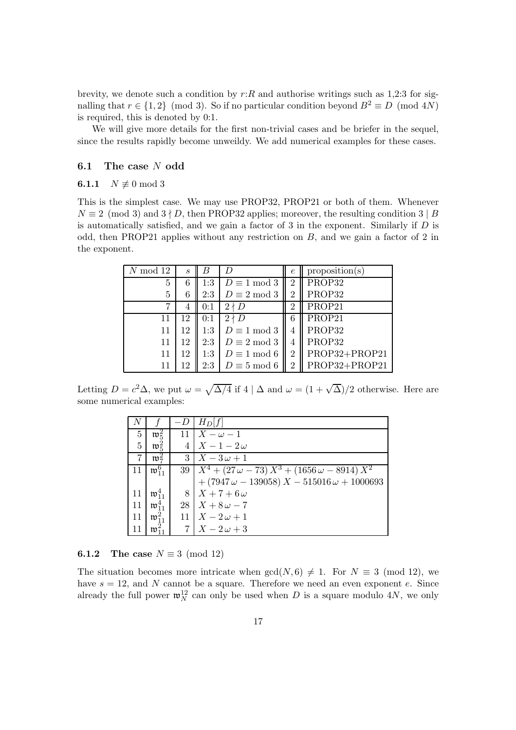brevity, we denote such a condition by $r$:$R$ and authorise writings such as 1,2:3 for signalling that $r \in \{1, 2\} \pmod 3$. So if no particular condition beyond $B^2 \equiv D \pmod{4N}$ is required, this is denoted by 0:1.

We will give more details for the first non-trivial cases and be briefer in the sequel, since the results rapidly become unweildy. We add numerical examples for these cases.

## 6.1 The case $N$ odd

### 6.1.1 $N \not\equiv 0 \bmod 3$

This is the simplest case. We may use PROP32, PROP21 or both of them. Whenever $N \equiv 2 \pmod 3$ and $3 \nmid D$, then PROP32 applies; moreover, the resulting condition $3 \mid B$ is automatically satisfied, and we gain a factor of 3 in the exponent. Similarly if $D$ is odd, then PROP21 applies without any restriction on $B$, and we gain a factor of 2 in the exponent.

| $N$ mod 12 | $s$ | $B$ | $D$ | $e$ | proposition(s) |
|---|---|---|---|---|---|
| 5 | 6 | 1:3 | $D \equiv 1 \bmod 3$ | 2 | PROP32 |
| 5 | 6 | 2:3 | $D \equiv 2 \bmod 3$ | 2 | PROP32 |
| 7 | 4 | 0:1 | $2 \nmid D$ | 2 | PROP21 |
| 11 | 12 | 0:1 | $2 \nmid D$ | 6 | PROP21 |
| 11 | 12 | 1:3 | $D \equiv 1 \bmod 3$ | 4 | PROP32 |
| 11 | 12 | 2:3 | $D \equiv 2 \bmod 3$ | 4 | PROP32 |
| 11 | 12 | 1:3 | $D \equiv 1 \bmod 6$ | 2 | PROP32+PROP21 |
| 11 | 12 | 2:3 | $D \equiv 5 \bmod 6$ | 2 | PROP32+PROP21 |

Letting $D = c^2\Delta$, we put $\omega = \sqrt{\Delta/4}$ if $4 \mid \Delta$ and $\omega = (1+\sqrt{\Delta})/2$ otherwise. Here are some numerical examples:

| $N$ | $f$ | $-D$ | $H_D[f]$ |
|---|---|---|---|
| 5 | $\mathfrak{w}_5^2$ | 11 | $X - \omega - 1$ |
| 5 | $\mathfrak{w}_5^2$ | 4 | $X - 1 - 2\,\omega$ |
| 7 | $\mathfrak{w}_7^2$ | 3 | $X - 3\,\omega + 1$ |
| 11 | $\mathfrak{w}_{11}^6$ | 39 | $X^4 + (27\,\omega - 73)\,X^3 + (1656\,\omega - 8914)\,X^2$ $+ (7947\,\omega - 139058)\,X - 515016\,\omega + 1000693$ |
| 11 | $\mathfrak{w}_{11}^4$ | 8 | $X + 7 + 6\,\omega$ |
| 11 | $\mathfrak{w}_{11}^4$ | 28 | $X + 8\,\omega - 7$ |
| 11 | $\mathfrak{w}_{11}^2$ | 11 | $X - 2\,\omega + 1$ |
| 11 | $\mathfrak{w}_{11}^2$ | 7 | $X - 2\,\omega + 3$ |

### 6.1.2 The case $N \equiv 3 \pmod{12}$

The situation becomes more intricate when $\gcd(N, 6) \neq 1$. For $N \equiv 3 \pmod{12}$, we have $s = 12$, and $N$ cannot be a square. Therefore we need an even exponent $e$. Since already the full power $\mathfrak{w}_N^{12}$ can only be used when $D$ is a square modulo $4N$, we only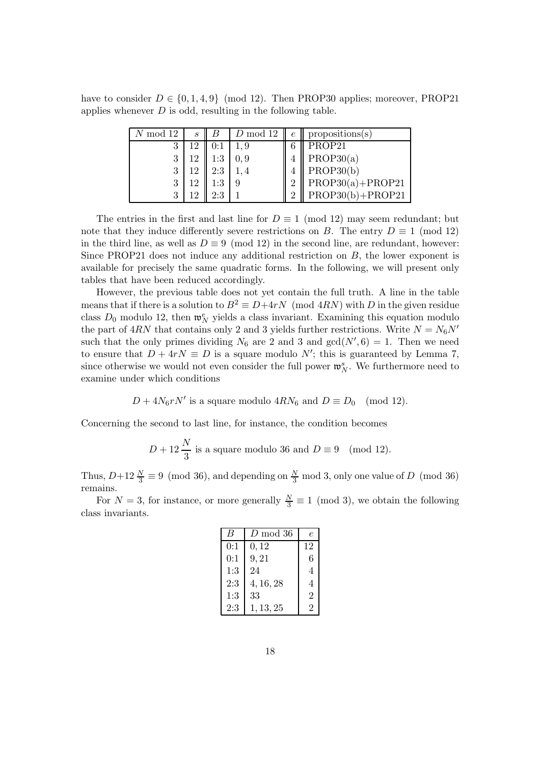have to consider $D \in \{0, 1, 4, 9\} \pmod{12}$. Then PROP30 applies; moreover, PROP21 applies whenever $D$ is odd, resulting in the following table.

| $N \bmod 12$ | $s$ | $B$ | $D \bmod 12$ | $e$ | propositions(s) |
|---|---|---|---|---|---|
| 3 | 12 | 0:1 | 1, 9 | 6 | PROP21 |
| 3 | 12 | 1:3 | 0, 9 | 4 | PROP30(a) |
| 3 | 12 | 2:3 | 1, 4 | 4 | PROP30(b) |
| 3 | 12 | 1:3 | 9 | 2 | PROP30(a)+PROP21 |
| 3 | 12 | 2:3 | 1 | 2 | PROP30(b)+PROP21 |

The entries in the first and last line for $D \equiv 1 \pmod{12}$ may seem redundant; but note that they induce differently severe restrictions on $B$. The entry $D \equiv 1 \pmod{12}$ in the third line, as well as $D \equiv 9 \pmod{12}$ in the second line, are redundant, however: Since PROP21 does not induce any additional restriction on $B$, the lower exponent is available for precisely the same quadratic forms. In the following, we will present only tables that have been reduced accordingly.

However, the previous table does not yet contain the full truth. A line in the table means that if there is a solution to $B^2 \equiv D + 4rN \pmod{4RN}$ with $D$ in the given residue class $D_0$ modulo 12, then $\mathfrak{w}_N^e$ yields a class invariant. Examining this equation modulo the part of $4RN$ that contains only 2 and 3 yields further restrictions. Write $N = N_6 N'$ such that the only primes dividing $N_6$ are 2 and 3 and $\gcd(N', 6) = 1$. Then we need to ensure that $D + 4rN \equiv D$ is a square modulo $N'$; this is guaranteed by Lemma 7, since otherwise we would not even consider the full power $\mathfrak{w}_N^s$. We furthermore need to examine under which conditions

$$D + 4N_6 r N' \text{ is a square modulo } 4RN_6 \text{ and } D \equiv D_0 \pmod{12}.$$

Concerning the second to last line, for instance, the condition becomes

$$D + 12\frac{N}{3} \text{ is a square modulo } 36 \text{ and } D \equiv 9 \pmod{12}.$$

Thus, $D + 12\frac{N}{3} \equiv 9 \pmod{36}$, and depending on $\frac{N}{3} \bmod 3$, only one value of $D \pmod{36}$ remains.

For $N = 3$, for instance, or more generally $\frac{N}{3} \equiv 1 \pmod{3}$, we obtain the following class invariants.

| $B$ | $D \bmod 36$ | $e$ |
|---|---|---|
| 0:1 | 0, 12 | 12 |
| 0:1 | 9, 21 | 6 |
| 1:3 | 24 | 4 |
| 2:3 | 4, 16, 28 | 4 |
| 1:3 | 33 | 2 |
| 2:3 | 1, 13, 25 | 2 |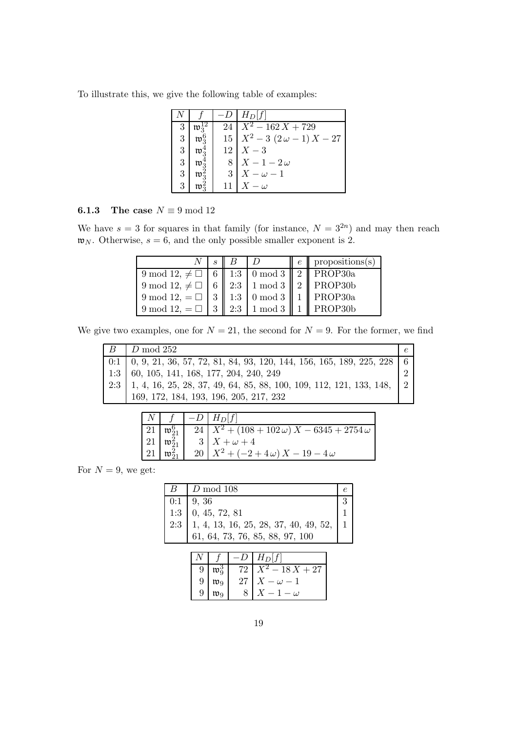To illustrate this, we give the following table of examples:

| $N$ | $f$ | $-D$ | $H_D[f]$ |
|---|---|---|---|
| 3 | $\mathfrak{w}_3^{12}$ | 24 | $X^2 - 162\,X + 729$ |
| 3 | $\mathfrak{w}_3^{6}$ | 15 | $X^2 - 3\,(2\,\omega - 1)\,X - 27$ |
| 3 | $\mathfrak{w}_3^{4}$ | 12 | $X - 3$ |
| 3 | $\mathfrak{w}_3^{4}$ | 8 | $X - 1 - 2\,\omega$ |
| 3 | $\mathfrak{w}_3^{2}$ | 3 | $X - \omega - 1$ |
| 3 | $\mathfrak{w}_3^{2}$ | 11 | $X - \omega$ |

### 6.1.3 The case $N \equiv 9 \bmod 12$

We have $s = 3$ for squares in that family (for instance, $N = 3^{2n}$) and may then reach $\mathfrak{w}_N$. Otherwise, $s = 6$, and the only possible smaller exponent is 2.

| $N$ | $s$ | $B$ | $D$ | $e$ | propositions(s) |
|---|---|---|---|---|---|
| $9 \bmod 12, \neq \square$ | 6 | 1:3 | $0 \bmod 3$ | 2 | PROP30a |
| $9 \bmod 12, \neq \square$ | 6 | 2:3 | $1 \bmod 3$ | 2 | PROP30b |
| $9 \bmod 12, = \square$ | 3 | 1:3 | $0 \bmod 3$ | 1 | PROP30a |
| $9 \bmod 12, = \square$ | 3 | 2:3 | $1 \bmod 3$ | 1 | PROP30b |

We give two examples, one for $N = 21$, the second for $N = 9$. For the former, we find

| $B$ | $D \bmod 252$ | $e$ |
|---|---|---|
| 0:1 | 0, 9, 21, 36, 57, 72, 81, 84, 93, 120, 144, 156, 165, 189, 225, 228 | 6 |
| 1:3 | 60, 105, 141, 168, 177, 204, 240, 249 | 2 |
| 2:3 | 1, 4, 16, 25, 28, 37, 49, 64, 85, 88, 100, 109, 112, 121, 133, 148, 169, 172, 184, 193, 196, 205, 217, 232 | 2 |

| $N$ | $f$ | $-D$ | $H_D[f]$ |
|---|---|---|---|
| 21 | $\mathfrak{w}_{21}^{6}$ | 24 | $X^2 + (108 + 102\,\omega)\,X - 6345 + 2754\,\omega$ |
| 21 | $\mathfrak{w}_{21}^{2}$ | 3 | $X + \omega + 4$ |
| 21 | $\mathfrak{w}_{21}^{2}$ | 20 | $X^2 + (-2 + 4\,\omega)\,X - 19 - 4\,\omega$ |

For $N = 9$, we get:

| $B$ | $D \bmod 108$ | $e$ |
|---|---|---|
| 0:1 | 9, 36 | 3 |
| 1:3 | 0, 45, 72, 81 | 1 |
| 2:3 | 1, 4, 13, 16, 25, 28, 37, 40, 49, 52, 61, 64, 73, 76, 85, 88, 97, 100 | 1 |

| $N$ | $f$ | $-D$ | $H_D[f]$ |
|---|---|---|---|
| 9 | $\mathfrak{w}_9^{3}$ | 72 | $X^2 - 18\,X + 27$ |
| 9 | $\mathfrak{w}_9$ | 27 | $X - \omega - 1$ |
| 9 | $\mathfrak{w}_9$ | 8 | $X - 1 - \omega$ |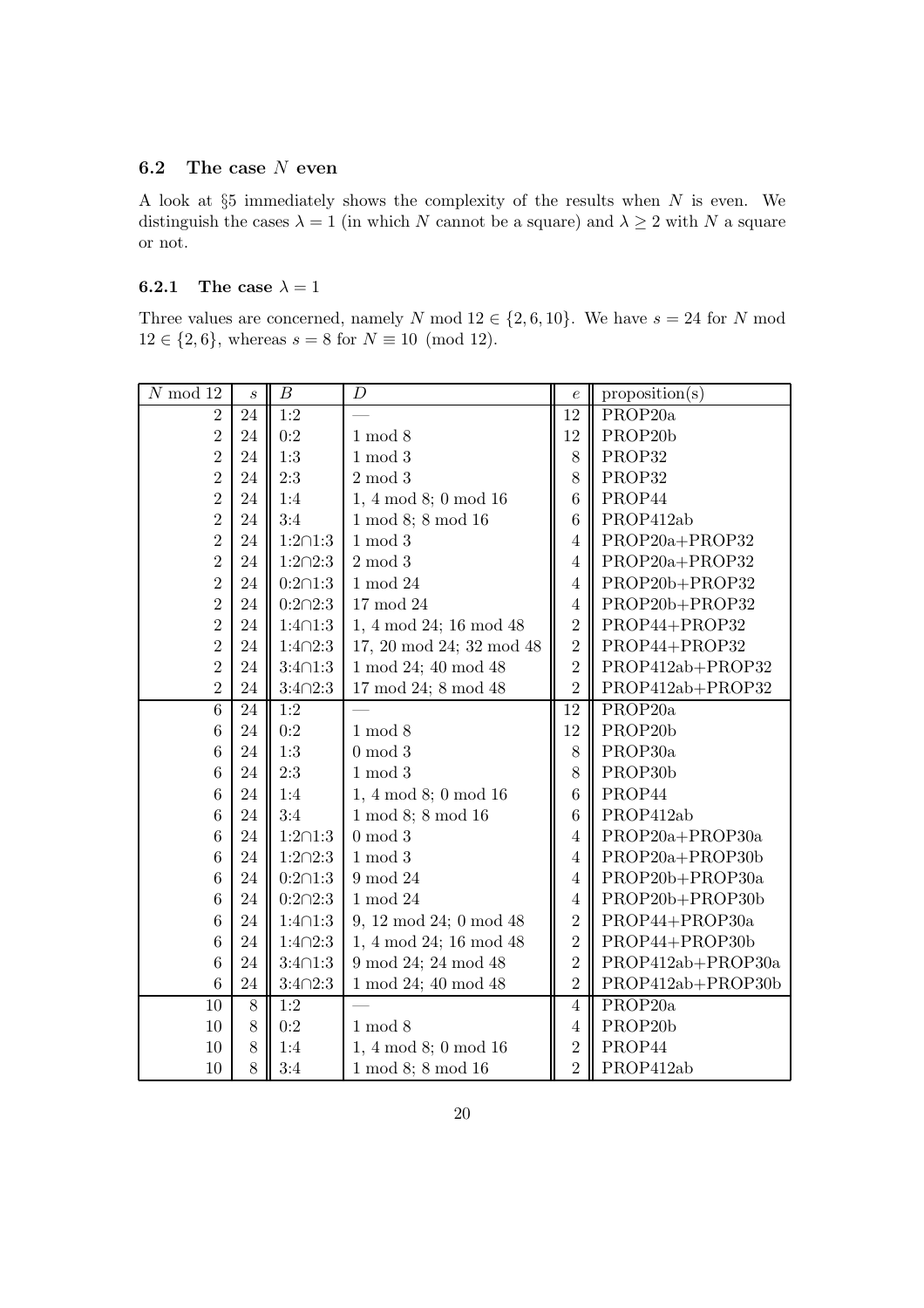### 6.2 The case $N$ even

A look at §5 immediately shows the complexity of the results when $N$ is even. We distinguish the cases $\lambda = 1$ (in which $N$ cannot be a square) and $\lambda \geq 2$ with $N$ a square or not.

#### 6.2.1 The case $\lambda = 1$

Three values are concerned, namely $N \bmod 12 \in \{2, 6, 10\}$. We have $s = 24$ for $N \bmod 12 \in \{2, 6\}$, whereas $s = 8$ for $N \equiv 10 \pmod{12}$.

| $N \bmod 12$ | $s$ | $B$ | $D$ | $e$ | proposition(s) |
|---|---|---|---|---|---|
| 2 | 24 | 1:2 | — | 12 | PROP20a |
| 2 | 24 | 0:2 | 1 mod 8 | 12 | PROP20b |
| 2 | 24 | 1:3 | 1 mod 3 | 8 | PROP32 |
| 2 | 24 | 2:3 | 2 mod 3 | 8 | PROP32 |
| 2 | 24 | 1:4 | 1, 4 mod 8; 0 mod 16 | 6 | PROP44 |
| 2 | 24 | 3:4 | 1 mod 8; 8 mod 16 | 6 | PROP412ab |
| 2 | 24 | 1:2∩1:3 | 1 mod 3 | 4 | PROP20a+PROP32 |
| 2 | 24 | 1:2∩2:3 | 2 mod 3 | 4 | PROP20a+PROP32 |
| 2 | 24 | 0:2∩1:3 | 1 mod 24 | 4 | PROP20b+PROP32 |
| 2 | 24 | 0:2∩2:3 | 17 mod 24 | 4 | PROP20b+PROP32 |
| 2 | 24 | 1:4∩1:3 | 1, 4 mod 24; 16 mod 48 | 2 | PROP44+PROP32 |
| 2 | 24 | 1:4∩2:3 | 17, 20 mod 24; 32 mod 48 | 2 | PROP44+PROP32 |
| 2 | 24 | 3:4∩1:3 | 1 mod 24; 40 mod 48 | 2 | PROP412ab+PROP32 |
| 2 | 24 | 3:4∩2:3 | 17 mod 24; 8 mod 48 | 2 | PROP412ab+PROP32 |
| 6 | 24 | 1:2 | — | 12 | PROP20a |
| 6 | 24 | 0:2 | 1 mod 8 | 12 | PROP20b |
| 6 | 24 | 1:3 | 0 mod 3 | 8 | PROP30a |
| 6 | 24 | 2:3 | 1 mod 3 | 8 | PROP30b |
| 6 | 24 | 1:4 | 1, 4 mod 8; 0 mod 16 | 6 | PROP44 |
| 6 | 24 | 3:4 | 1 mod 8; 8 mod 16 | 6 | PROP412ab |
| 6 | 24 | 1:2∩1:3 | 0 mod 3 | 4 | PROP20a+PROP30a |
| 6 | 24 | 1:2∩2:3 | 1 mod 3 | 4 | PROP20a+PROP30b |
| 6 | 24 | 0:2∩1:3 | 9 mod 24 | 4 | PROP20b+PROP30a |
| 6 | 24 | 0:2∩2:3 | 1 mod 24 | 4 | PROP20b+PROP30b |
| 6 | 24 | 1:4∩1:3 | 9, 12 mod 24; 0 mod 48 | 2 | PROP44+PROP30a |
| 6 | 24 | 1:4∩2:3 | 1, 4 mod 24; 16 mod 48 | 2 | PROP44+PROP30b |
| 6 | 24 | 3:4∩1:3 | 9 mod 24; 24 mod 48 | 2 | PROP412ab+PROP30a |
| 6 | 24 | 3:4∩2:3 | 1 mod 24; 40 mod 48 | 2 | PROP412ab+PROP30b |
| 10 | 8 | 1:2 | — | 4 | PROP20a |
| 10 | 8 | 0:2 | 1 mod 8 | 4 | PROP20b |
| 10 | 8 | 1:4 | 1, 4 mod 8; 0 mod 16 | 2 | PROP44 |
| 10 | 8 | 3:4 | 1 mod 8; 8 mod 16 | 2 | PROP412ab |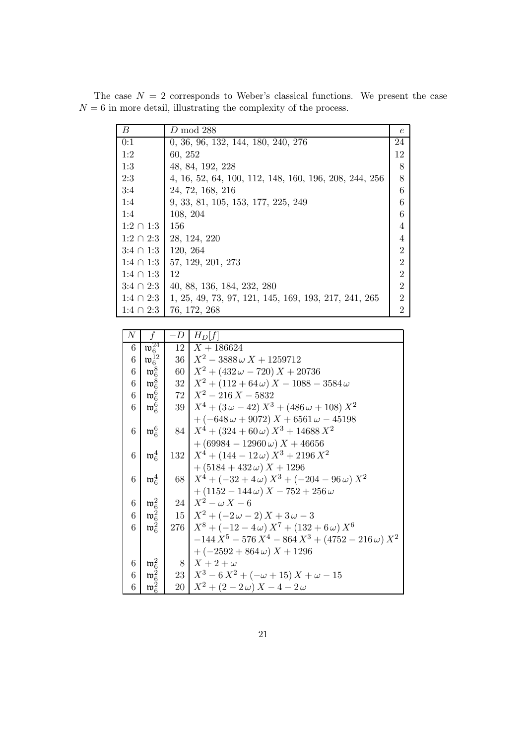The case $N = 2$ corresponds to Weber's classical functions. We present the case $N = 6$ in more detail, illustrating the complexity of the process.

| $B$ | $D \bmod 288$ | $e$ |
|---|---|---|
| 0:1 | 0, 36, 96, 132, 144, 180, 240, 276 | 24 |
| 1:2 | 60, 252 | 12 |
| 1:3 | 48, 84, 192, 228 | 8 |
| 2:3 | 4, 16, 52, 64, 100, 112, 148, 160, 196, 208, 244, 256 | 8 |
| 3:4 | 24, 72, 168, 216 | 6 |
| 1:4 | 9, 33, 81, 105, 153, 177, 225, 249 | 6 |
| 1:4 | 108, 204 | 6 |
| 1:2 $\cap$ 1:3 | 156 | 4 |
| 1:2 $\cap$ 2:3 | 28, 124, 220 | 4 |
| 3:4 $\cap$ 1:3 | 120, 264 | 2 |
| 1:4 $\cap$ 1:3 | 57, 129, 201, 273 | 2 |
| 1:4 $\cap$ 1:3 | 12 | 2 |
| 3:4 $\cap$ 2:3 | 40, 88, 136, 184, 232, 280 | 2 |
| 1:4 $\cap$ 2:3 | 1, 25, 49, 73, 97, 121, 145, 169, 193, 217, 241, 265 | 2 |
| 1:4 $\cap$ 2:3 | 76, 172, 268 | 2 |

| $N$ | $f$ | $-D$ | $H_D[f]$ |
|---|---|---|---|
| 6 | $\mathfrak{w}_6^{24}$ | 12 | $X + 186624$ |
| 6 | $\mathfrak{w}_6^{12}$ | 36 | $X^2 - 3888\,\omega\,X + 1259712$ |
| 6 | $\mathfrak{w}_6^{8}$ | 60 | $X^2 + (432\,\omega - 720)\,X + 20736$ |
| 6 | $\mathfrak{w}_6^{8}$ | 32 | $X^2 + (112 + 64\,\omega)\,X - 1088 - 3584\,\omega$ |
| 6 | $\mathfrak{w}_6^{6}$ | 72 | $X^2 - 216\,X - 5832$ |
| 6 | $\mathfrak{w}_6^{6}$ | 39 | $X^4 + (3\,\omega - 42)\,X^3 + (486\,\omega + 108)\,X^2$ |
| | | | $+ (-648\,\omega + 9072)\,X + 6561\,\omega - 45198$ |
| 6 | $\mathfrak{w}_6^{6}$ | 84 | $X^4 + (324 + 60\,\omega)\,X^3 + 14688\,X^2$ |
| | | | $+ (69984 - 12960\,\omega)\,X + 46656$ |
| 6 | $\mathfrak{w}_6^{4}$ | 132 | $X^4 + (144 - 12\,\omega)\,X^3 + 2196\,X^2$ |
| | | | $+ (5184 + 432\,\omega)\,X + 1296$ |
| 6 | $\mathfrak{w}_6^{4}$ | 68 | $X^4 + (-32 + 4\,\omega)\,X^3 + (-204 - 96\,\omega)\,X^2$ |
| | | | $+ (1152 - 144\,\omega)\,X - 752 + 256\,\omega$ |
| 6 | $\mathfrak{w}_6^{2}$ | 24 | $X^2 - \omega\,X - 6$ |
| 6 | $\mathfrak{w}_6^{2}$ | 15 | $X^2 + (-2\,\omega - 2)\,X + 3\,\omega - 3$ |
| 6 | $\mathfrak{w}_6^{2}$ | 276 | $X^8 + (-12 - 4\,\omega)\,X^7 + (132 + 6\,\omega)\,X^6$ |
| | | | $-144\,X^5 - 576\,X^4 - 864\,X^3 + (4752 - 216\,\omega)\,X^2$ |
| | | | $+ (-2592 + 864\,\omega)\,X + 1296$ |
| 6 | $\mathfrak{w}_6^{2}$ | 8 | $X + 2 + \omega$ |
| 6 | $\mathfrak{w}_6^{2}$ | 23 | $X^3 - 6\,X^2 + (-\omega + 15)\,X + \omega - 15$ |
| 6 | $\mathfrak{w}_6^{2}$ | 20 | $X^2 + (2 - 2\,\omega)\,X - 4 - 2\,\omega$ |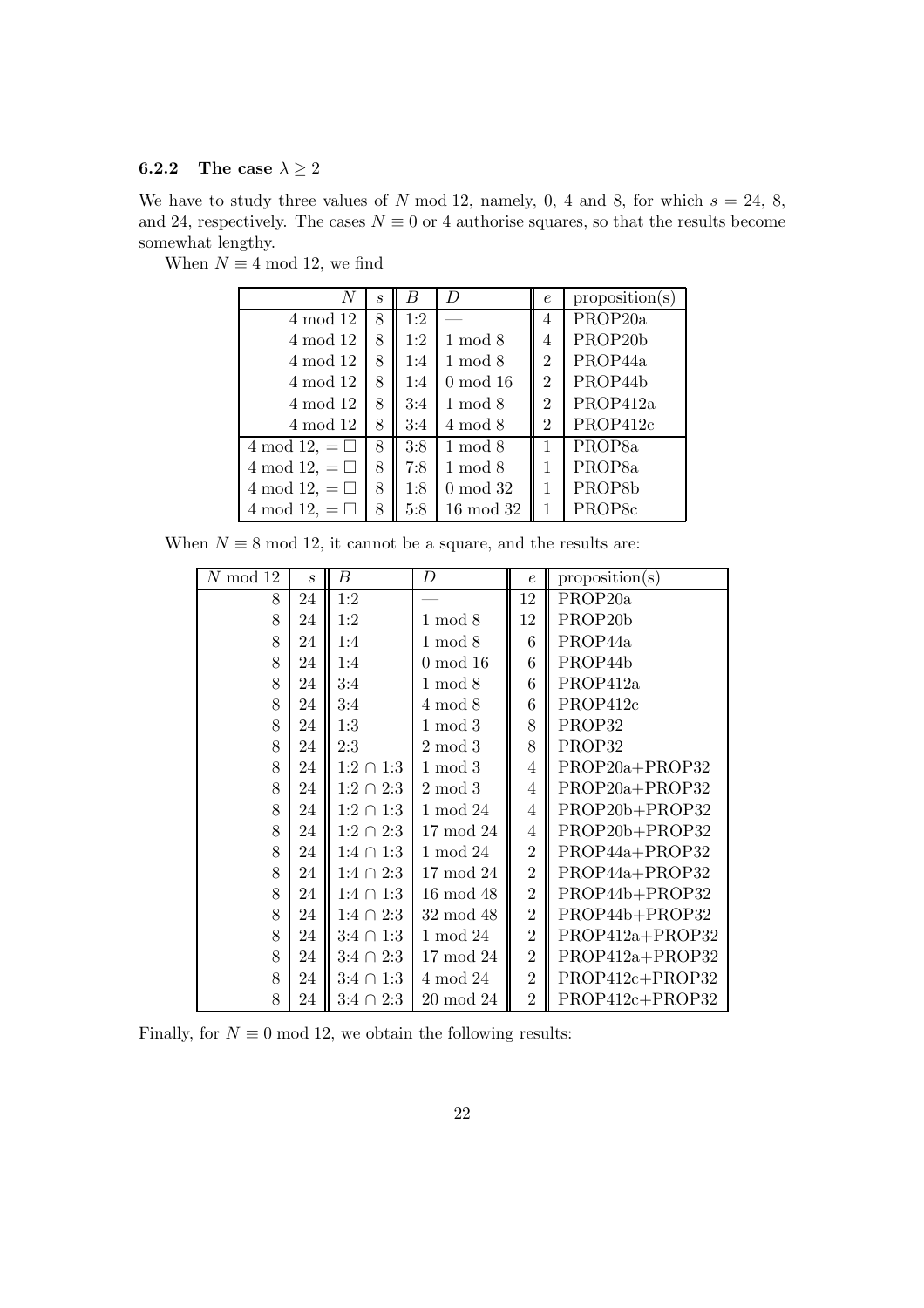### 6.2.2 The case $\lambda \geq 2$

We have to study three values of $N$ mod 12, namely, 0, 4 and 8, for which $s = 24$, 8, and 24, respectively. The cases $N \equiv 0$ or 4 authorise squares, so that the results become somewhat lengthy.

When $N \equiv 4 \bmod 12$, we find

| $N$ | $s$ | $B$ | $D$ | $e$ | proposition(s) |
|---|---|---|---|---|---|
| 4 mod 12 | 8 | 1:2 | — | 4 | PROP20a |
| 4 mod 12 | 8 | 1:2 | 1 mod 8 | 4 | PROP20b |
| 4 mod 12 | 8 | 1:4 | 1 mod 8 | 2 | PROP44a |
| 4 mod 12 | 8 | 1:4 | 0 mod 16 | 2 | PROP44b |
| 4 mod 12 | 8 | 3:4 | 1 mod 8 | 2 | PROP412a |
| 4 mod 12 | 8 | 3:4 | 4 mod 8 | 2 | PROP412c |
| 4 mod 12, $= \square$ | 8 | 3:8 | 1 mod 8 | 1 | PROP8a |
| 4 mod 12, $= \square$ | 8 | 7:8 | 1 mod 8 | 1 | PROP8a |
| 4 mod 12, $= \square$ | 8 | 1:8 | 0 mod 32 | 1 | PROP8b |
| 4 mod 12, $= \square$ | 8 | 5:8 | 16 mod 32 | 1 | PROP8c |

When $N \equiv 8 \bmod 12$, it cannot be a square, and the results are:

| $N$ mod 12 | $s$ | $B$ | $D$ | $e$ | proposition(s) |
|---|---|---|---|---|---|
| 8 | 24 | 1:2 | — | 12 | PROP20a |
| 8 | 24 | 1:2 | 1 mod 8 | 12 | PROP20b |
| 8 | 24 | 1:4 | 1 mod 8 | 6 | PROP44a |
| 8 | 24 | 1:4 | 0 mod 16 | 6 | PROP44b |
| 8 | 24 | 3:4 | 1 mod 8 | 6 | PROP412a |
| 8 | 24 | 3:4 | 4 mod 8 | 6 | PROP412c |
| 8 | 24 | 1:3 | 1 mod 3 | 8 | PROP32 |
| 8 | 24 | 2:3 | 2 mod 3 | 8 | PROP32 |
| 8 | 24 | 1:2 $\cap$ 1:3 | 1 mod 3 | 4 | PROP20a+PROP32 |
| 8 | 24 | 1:2 $\cap$ 2:3 | 2 mod 3 | 4 | PROP20a+PROP32 |
| 8 | 24 | 1:2 $\cap$ 1:3 | 1 mod 24 | 4 | PROP20b+PROP32 |
| 8 | 24 | 1:2 $\cap$ 2:3 | 17 mod 24 | 4 | PROP20b+PROP32 |
| 8 | 24 | 1:4 $\cap$ 1:3 | 1 mod 24 | 2 | PROP44a+PROP32 |
| 8 | 24 | 1:4 $\cap$ 2:3 | 17 mod 24 | 2 | PROP44a+PROP32 |
| 8 | 24 | 1:4 $\cap$ 1:3 | 16 mod 48 | 2 | PROP44b+PROP32 |
| 8 | 24 | 1:4 $\cap$ 2:3 | 32 mod 48 | 2 | PROP44b+PROP32 |
| 8 | 24 | 3:4 $\cap$ 1:3 | 1 mod 24 | 2 | PROP412a+PROP32 |
| 8 | 24 | 3:4 $\cap$ 2:3 | 17 mod 24 | 2 | PROP412a+PROP32 |
| 8 | 24 | 3:4 $\cap$ 1:3 | 4 mod 24 | 2 | PROP412c+PROP32 |
| 8 | 24 | 3:4 $\cap$ 2:3 | 20 mod 24 | 2 | PROP412c+PROP32 |

Finally, for $N \equiv 0 \bmod 12$, we obtain the following results: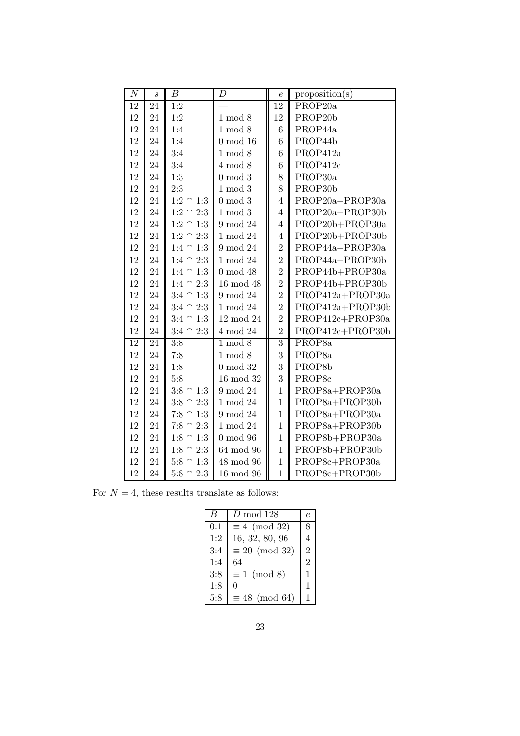| $N$ | $s$ | $B$ | $D$ | $e$ | proposition(s) |
|---|---|---|---|---|---|
| 12 | 24 | 1:2 | — | 12 | PROP20a |
| 12 | 24 | 1:2 | 1 mod 8 | 12 | PROP20b |
| 12 | 24 | 1:4 | 1 mod 8 | 6 | PROP44a |
| 12 | 24 | 1:4 | 0 mod 16 | 6 | PROP44b |
| 12 | 24 | 3:4 | 1 mod 8 | 6 | PROP412a |
| 12 | 24 | 3:4 | 4 mod 8 | 6 | PROP412c |
| 12 | 24 | 1:3 | 0 mod 3 | 8 | PROP30a |
| 12 | 24 | 2:3 | 1 mod 3 | 8 | PROP30b |
| 12 | 24 | $1{:}2 \cap 1{:}3$ | 0 mod 3 | 4 | PROP20a+PROP30a |
| 12 | 24 | $1{:}2 \cap 2{:}3$ | 1 mod 3 | 4 | PROP20a+PROP30b |
| 12 | 24 | $1{:}2 \cap 1{:}3$ | 9 mod 24 | 4 | PROP20b+PROP30a |
| 12 | 24 | $1{:}2 \cap 2{:}3$ | 1 mod 24 | 4 | PROP20b+PROP30b |
| 12 | 24 | $1{:}4 \cap 1{:}3$ | 9 mod 24 | 2 | PROP44a+PROP30a |
| 12 | 24 | $1{:}4 \cap 2{:}3$ | 1 mod 24 | 2 | PROP44a+PROP30b |
| 12 | 24 | $1{:}4 \cap 1{:}3$ | 0 mod 48 | 2 | PROP44b+PROP30a |
| 12 | 24 | $1{:}4 \cap 2{:}3$ | 16 mod 48 | 2 | PROP44b+PROP30b |
| 12 | 24 | $3{:}4 \cap 1{:}3$ | 9 mod 24 | 2 | PROP412a+PROP30a |
| 12 | 24 | $3{:}4 \cap 2{:}3$ | 1 mod 24 | 2 | PROP412a+PROP30b |
| 12 | 24 | $3{:}4 \cap 1{:}3$ | 12 mod 24 | 2 | PROP412c+PROP30a |
| 12 | 24 | $3{:}4 \cap 2{:}3$ | 4 mod 24 | 2 | PROP412c+PROP30b |
| 12 | 24 | 3:8 | 1 mod 8 | 3 | PROP8a |
| 12 | 24 | 7:8 | 1 mod 8 | 3 | PROP8a |
| 12 | 24 | 1:8 | 0 mod 32 | 3 | PROP8b |
| 12 | 24 | 5:8 | 16 mod 32 | 3 | PROP8c |
| 12 | 24 | $3{:}8 \cap 1{:}3$ | 9 mod 24 | 1 | PROP8a+PROP30a |
| 12 | 24 | $3{:}8 \cap 2{:}3$ | 1 mod 24 | 1 | PROP8a+PROP30b |
| 12 | 24 | $7{:}8 \cap 1{:}3$ | 9 mod 24 | 1 | PROP8a+PROP30a |
| 12 | 24 | $7{:}8 \cap 2{:}3$ | 1 mod 24 | 1 | PROP8a+PROP30b |
| 12 | 24 | $1{:}8 \cap 1{:}3$ | 0 mod 96 | 1 | PROP8b+PROP30a |
| 12 | 24 | $1{:}8 \cap 2{:}3$ | 64 mod 96 | 1 | PROP8b+PROP30b |
| 12 | 24 | $5{:}8 \cap 1{:}3$ | 48 mod 96 | 1 | PROP8c+PROP30a |
| 12 | 24 | $5{:}8 \cap 2{:}3$ | 16 mod 96 | 1 | PROP8c+PROP30b |

For $N = 4$, these results translate as follows:

| $B$ | $D$ mod 128 | $e$ |
|---|---|---|
| 0:1 | $\equiv 4 \pmod{32}$ | 8 |
| 1:2 | 16, 32, 80, 96 | 4 |
| 3:4 | $\equiv 20 \pmod{32}$ | 2 |
| 1:4 | 64 | 2 |
| 3:8 | $\equiv 1 \pmod{8}$ | 1 |
| 1:8 | 0 | 1 |
| 5:8 | $\equiv 48 \pmod{64}$ | 1 |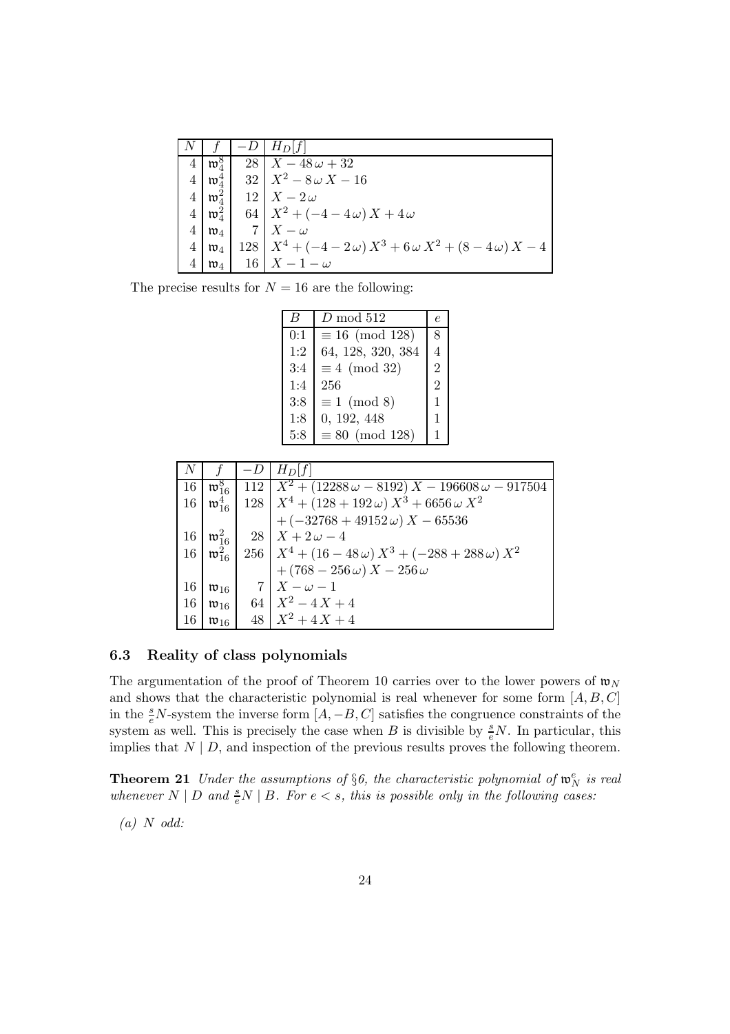| $N$ | $f$ | $-D$ | $H_D[f]$ |
|---|---|---|---|
| 4 | $\mathfrak{w}_4^8$ | 28 | $X - 48\,\omega + 32$ |
| 4 | $\mathfrak{w}_4^4$ | 32 | $X^2 - 8\,\omega\,X - 16$ |
| 4 | $\mathfrak{w}_4^2$ | 12 | $X - 2\,\omega$ |
| 4 | $\mathfrak{w}_4^2$ | 64 | $X^2 + (-4 - 4\,\omega)\,X + 4\,\omega$ |
| 4 | $\mathfrak{w}_4$ | 7 | $X - \omega$ |
| 4 | $\mathfrak{w}_4$ | 128 | $X^4 + (-4 - 2\,\omega)\,X^3 + 6\,\omega\,X^2 + (8 - 4\,\omega)\,X - 4$ |
| 4 | $\mathfrak{w}_4$ | 16 | $X - 1 - \omega$ |

The precise results for $N = 16$ are the following:

| $B$ | $D$ mod 512 | $e$ |
|---|---|---|
| 0:1 | $\equiv 16 \pmod{128}$ | 8 |
| 1:2 | 64, 128, 320, 384 | 4 |
| 3:4 | $\equiv 4 \pmod{32}$ | 2 |
| 1:4 | 256 | 2 |
| 3:8 | $\equiv 1 \pmod 8$ | 1 |
| 1:8 | 0, 192, 448 | 1 |
| 5:8 | $\equiv 80 \pmod{128}$ | 1 |

| $N$ | $f$ | $-D$ | $H_D[f]$ |
|---|---|---|---|
| 16 | $\mathfrak{w}_{16}^8$ | 112 | $X^2 + (12288\,\omega - 8192)\,X - 196608\,\omega - 917504$ |
| 16 | $\mathfrak{w}_{16}^4$ | 128 | $X^4 + (128 + 192\,\omega)\,X^3 + 6656\,\omega\,X^2$ |
| | | | $+ (-32768 + 49152\,\omega)\,X - 65536$ |
| 16 | $\mathfrak{w}_{16}^2$ | 28 | $X + 2\,\omega - 4$ |
| 16 | $\mathfrak{w}_{16}^2$ | 256 | $X^4 + (16 - 48\,\omega)\,X^3 + (-288 + 288\,\omega)\,X^2$ |
| | | | $+ (768 - 256\,\omega)\,X - 256\,\omega$ |
| 16 | $\mathfrak{w}_{16}$ | 7 | $X - \omega - 1$ |
| 16 | $\mathfrak{w}_{16}$ | 64 | $X^2 - 4\,X + 4$ |
| 16 | $\mathfrak{w}_{16}$ | 48 | $X^2 + 4\,X + 4$ |

### 6.3 Reality of class polynomials

The argumentation of the proof of Theorem 10 carries over to the lower powers of $\mathfrak{w}_N$ and shows that the characteristic polynomial is real whenever for some form $[A, B, C]$ in the $\frac{s}{e}N$-system the inverse form $[A, -B, C]$ satisfies the congruence constraints of the system as well. This is precisely the case when $B$ is divisible by $\frac{s}{e}N$. In particular, this implies that $N \mid D$, and inspection of the previous results proves the following theorem.

**Theorem 21** *Under the assumptions of §6, the characteristic polynomial of $\mathfrak{w}_N^e$ is real whenever $N \mid D$ and $\frac{s}{e}N \mid B$. For $e < s$, this is possible only in the following cases:*

*(a) $N$ odd:*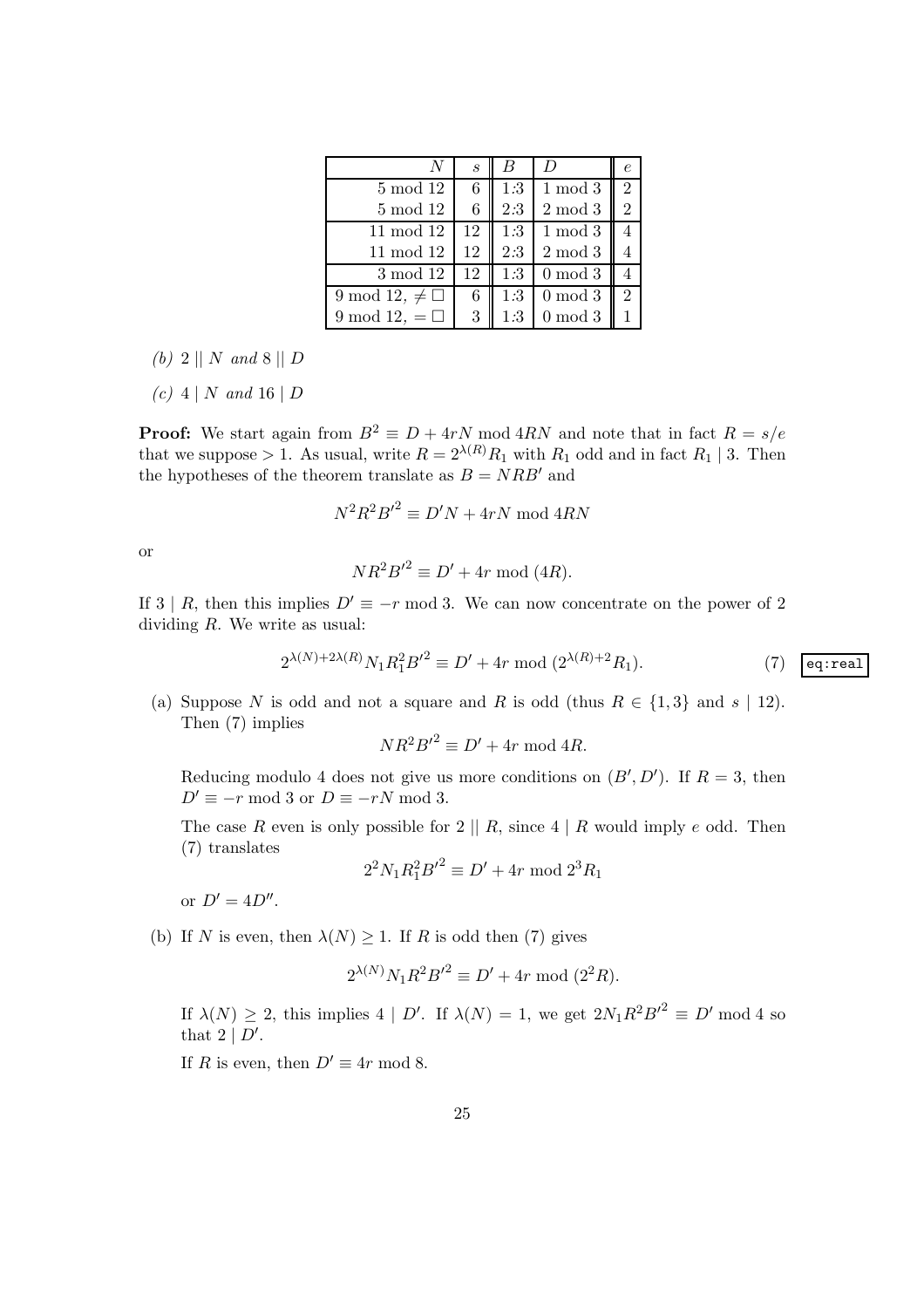| $N$ | $s$ | $B$ | $D$ | $e$ |
|---|---|---|---|---|
| 5 mod 12 | 6 | 1:3 | 1 mod 3 | 2 |
| 5 mod 12 | 6 | 2:3 | 2 mod 3 | 2 |
| 11 mod 12 | 12 | 1:3 | 1 mod 3 | 4 |
| 11 mod 12 | 12 | 2:3 | 2 mod 3 | 4 |
| 3 mod 12 | 12 | 1:3 | 0 mod 3 | 4 |
| 9 mod 12, $\neq \square$ | 6 | 1:3 | 0 mod 3 | 2 |
| 9 mod 12, $= \square$ | 3 | 1:3 | 0 mod 3 | 1 |

*(b)* $2 \mid\mid N$ *and* $8 \mid\mid D$

*(c)* $4 \mid N$ *and* $16 \mid D$

**Proof:** We start again from $B^2 \equiv D + 4rN \bmod 4RN$ and note that in fact $R = s/e$ that we suppose $> 1$. As usual, write $R = 2^{\lambda(R)} R_1$ with $R_1$ odd and in fact $R_1 \mid 3$. Then the hypotheses of the theorem translate as $B = NRB'$ and

$$N^2 R^2 {B'}^2 \equiv D'N + 4rN \bmod 4RN$$

or

$$NR^2 {B'}^2 \equiv D' + 4r \bmod (4R).$$

If $3 \mid R$, then this implies $D' \equiv -r \bmod 3$. We can now concentrate on the power of 2 dividing $R$. We write as usual:

$$2^{\lambda(N)+2\lambda(R)} N_1 R_1^2 {B'}^2 \equiv D' + 4r \bmod (2^{\lambda(R)+2} R_1). \qquad (7)$$

(a) Suppose $N$ is odd and not a square and $R$ is odd (thus $R \in \{1, 3\}$ and $s \mid 12$). Then (7) implies

$$NR^2 {B'}^2 \equiv D' + 4r \bmod 4R.$$

Reducing modulo 4 does not give us more conditions on $(B', D')$. If $R = 3$, then $D' \equiv -r \bmod 3$ or $D \equiv -rN \bmod 3$.

The case $R$ even is only possible for $2 \mid\mid R$, since $4 \mid R$ would imply $e$ odd. Then (7) translates

$$2^2 N_1 R_1^2 {B'}^2 \equiv D' + 4r \bmod 2^3 R_1$$

or $D' = 4D''$.

(b) If $N$ is even, then $\lambda(N) \geq 1$. If $R$ is odd then (7) gives

$$2^{\lambda(N)} N_1 R^2 {B'}^2 \equiv D' + 4r \bmod (2^2 R).$$

If $\lambda(N) \geq 2$, this implies $4 \mid D'$. If $\lambda(N) = 1$, we get $2N_1 R^2 {B'}^2 \equiv D' \bmod 4$ so that $2 \mid D'$.

If $R$ is even, then $D' \equiv 4r \bmod 8$.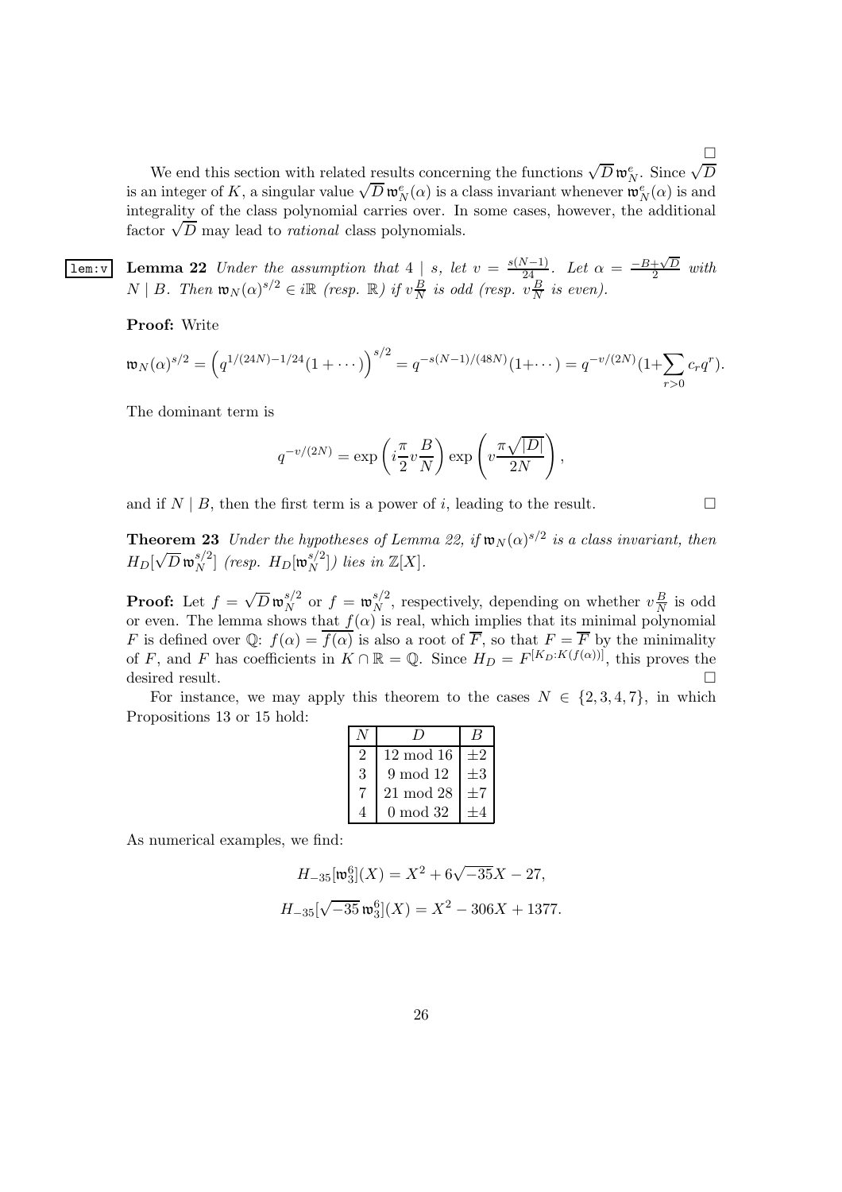□

We end this section with related results concerning the functions $\sqrt{D}\,\mathfrak{w}_N^e$. Since $\sqrt{D}$ is an integer of $K$, a singular value $\sqrt{D}\,\mathfrak{w}_N^e(\alpha)$ is a class invariant whenever $\mathfrak{w}_N^e(\alpha)$ is and integrality of the class polynomial carries over. In some cases, however, the additional factor $\sqrt{D}$ may lead to *rational* class polynomials.

**Lemma 22** *Under the assumption that $4 \mid s$, let $v = \frac{s(N-1)}{24}$. Let $\alpha = \frac{-B+\sqrt{D}}{2}$ with $N \mid B$. Then $\mathfrak{w}_N(\alpha)^{s/2} \in i\mathbb{R}$ (resp. $\mathbb{R}$) if $v\frac{B}{N}$ is odd (resp. $v\frac{B}{N}$ is even).*

**Proof:** Write

$$\mathfrak{w}_N(\alpha)^{s/2} = \left(q^{1/(24N)-1/24}(1+\cdots)\right)^{s/2} = q^{-s(N-1)/(48N)}(1+\cdots) = q^{-v/(2N)}(1+\sum_{r>0} c_r q^r).$$

The dominant term is

$$q^{-v/(2N)} = \exp\left(i\frac{\pi}{2}v\frac{B}{N}\right)\exp\left(v\frac{\pi\sqrt{|D|}}{2N}\right),$$

and if $N \mid B$, then the first term is a power of $i$, leading to the result. □

**Theorem 23** *Under the hypotheses of Lemma 22, if $\mathfrak{w}_N(\alpha)^{s/2}$ is a class invariant, then $H_D[\sqrt{D}\,\mathfrak{w}_N^{s/2}]$ (resp. $H_D[\mathfrak{w}_N^{s/2}]$) lies in $\mathbb{Z}[X]$.*

**Proof:** Let $f = \sqrt{D}\,\mathfrak{w}_N^{s/2}$ or $f = \mathfrak{w}_N^{s/2}$, respectively, depending on whether $v\frac{B}{N}$ is odd or even. The lemma shows that $f(\alpha)$ is real, which implies that its minimal polynomial $F$ is defined over $\mathbb{Q}$: $f(\alpha) = \overline{f(\alpha)}$ is also a root of $\overline{F}$, so that $F = \overline{F}$ by the minimality of $F$, and $F$ has coefficients in $K \cap \mathbb{R} = \mathbb{Q}$. Since $H_D = F^{[K_D:K(f(\alpha))]}$, this proves the desired result. □

For instance, we may apply this theorem to the cases $N \in \{2, 3, 4, 7\}$, in which Propositions 13 or 15 hold:

| $N$ | $D$ | $B$ |
|---|---|---|
| 2 | 12 mod 16 | $\pm 2$ |
| 3 | 9 mod 12 | $\pm 3$ |
| 7 | 21 mod 28 | $\pm 7$ |
| 4 | 0 mod 32 | $\pm 4$ |

As numerical examples, we find:

$$H_{-35}[\mathfrak{w}_3^6](X) = X^2 + 6\sqrt{-35}X - 27,$$

$$H_{-35}[\sqrt{-35}\,\mathfrak{w}_3^6](X) = X^2 - 306X + 1377.$$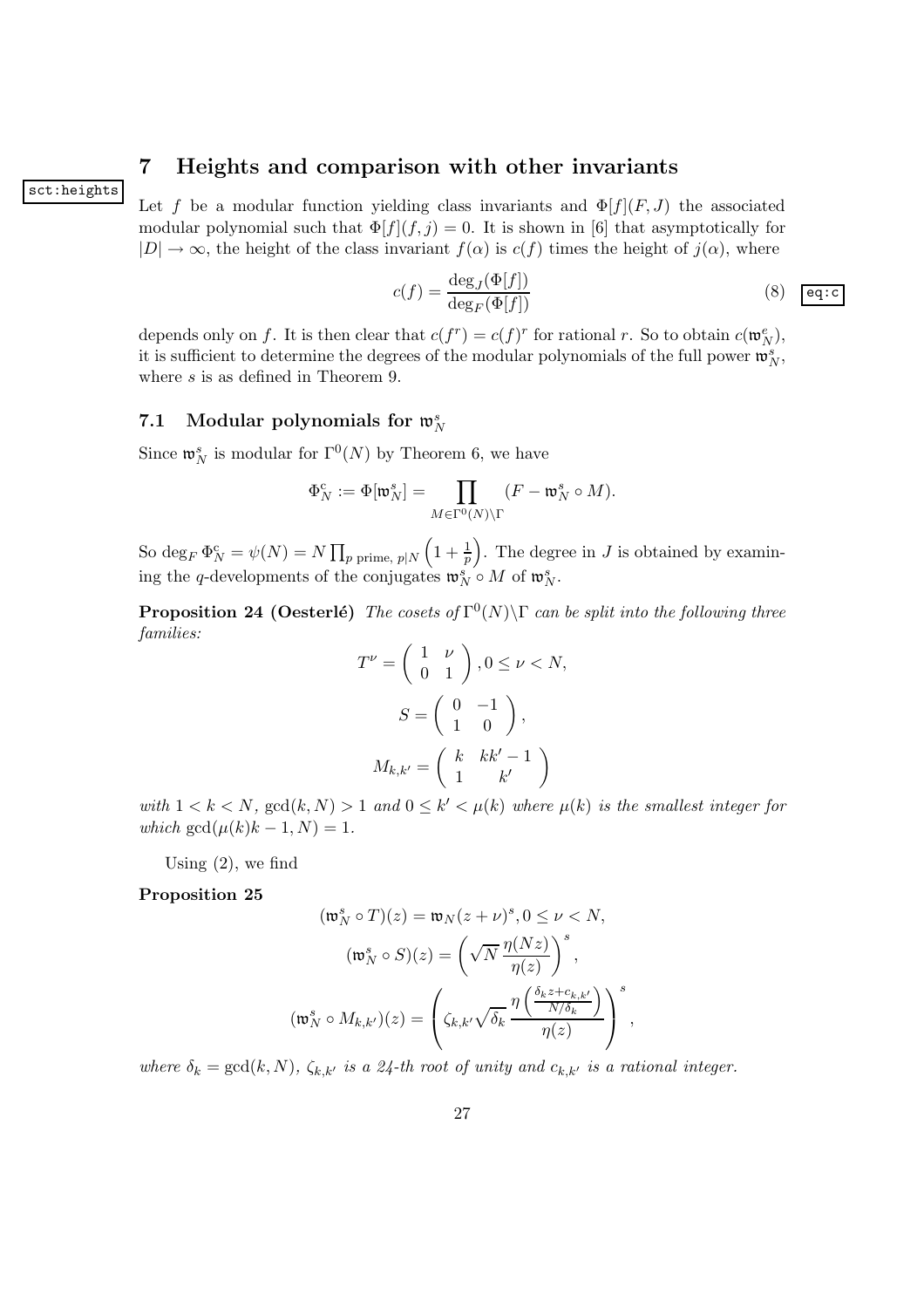## 7 Heights and comparison with other invariants

sct:heights

Let $f$ be a modular function yielding class invariants and $\Phi[f](F, J)$ the associated modular polynomial such that $\Phi[f](f, j) = 0$. It is shown in [6] that asymptotically for $|D| \to \infty$, the height of the class invariant $f(\alpha)$ is $c(f)$ times the height of $j(\alpha)$, where

$$c(f) = \frac{\deg_J(\Phi[f])}{\deg_F(\Phi[f])} \tag{8}$$

eq:c

depends only on $f$. It is then clear that $c(f^r) = c(f)^r$ for rational $r$. So to obtain $c(\mathfrak{w}_N^e)$, it is sufficient to determine the degrees of the modular polynomials of the full power $\mathfrak{w}_N^s$, where $s$ is as defined in Theorem 9.

### 7.1 Modular polynomials for $\mathfrak{w}_N^s$

Since $\mathfrak{w}_N^s$ is modular for $\Gamma^0(N)$ by Theorem 6, we have

$$\Phi_N^c := \Phi[\mathfrak{w}_N^s] = \prod_{M \in \Gamma^0(N) \backslash \Gamma} (F - \mathfrak{w}_N^s \circ M).$$

So $\deg_F \Phi_N^c = \psi(N) = N \prod_{p \text{ prime},\, p|N} \left(1 + \frac{1}{p}\right)$. The degree in $J$ is obtained by examining the $q$-developments of the conjugates $\mathfrak{w}_N^s \circ M$ of $\mathfrak{w}_N^s$.

**Proposition 24 (Oesterlé)** *The cosets of $\Gamma^0(N)\backslash\Gamma$ can be split into the following three families:*

$$T^\nu = \begin{pmatrix} 1 & \nu \\ 0 & 1 \end{pmatrix}, 0 \le \nu < N,$$

$$S = \begin{pmatrix} 0 & -1 \\ 1 & 0 \end{pmatrix},$$

$$M_{k,k'} = \begin{pmatrix} k & kk' - 1 \\ 1 & k' \end{pmatrix}$$

*with $1 < k < N$, $\gcd(k, N) > 1$ and $0 \le k' < \mu(k)$ where $\mu(k)$ is the smallest integer for which $\gcd(\mu(k)k - 1, N) = 1$.*

Using (2), we find

**Proposition 25**

$$(\mathfrak{w}_N^s \circ T)(z) = \mathfrak{w}_N(z + \nu)^s, 0 \le \nu < N,$$

$$(\mathfrak{w}_N^s \circ S)(z) = \left(\sqrt{N}\,\frac{\eta(Nz)}{\eta(z)}\right)^s,$$

$$(\mathfrak{w}_N^s \circ M_{k,k'})(z) = \left(\zeta_{k,k'}\sqrt{\delta_k}\,\frac{\eta\left(\frac{\delta_k z + c_{k,k'}}{N/\delta_k}\right)}{\eta(z)}\right)^s,$$

*where $\delta_k = \gcd(k, N)$, $\zeta_{k,k'}$ is a 24-th root of unity and $c_{k,k'}$ is a rational integer.*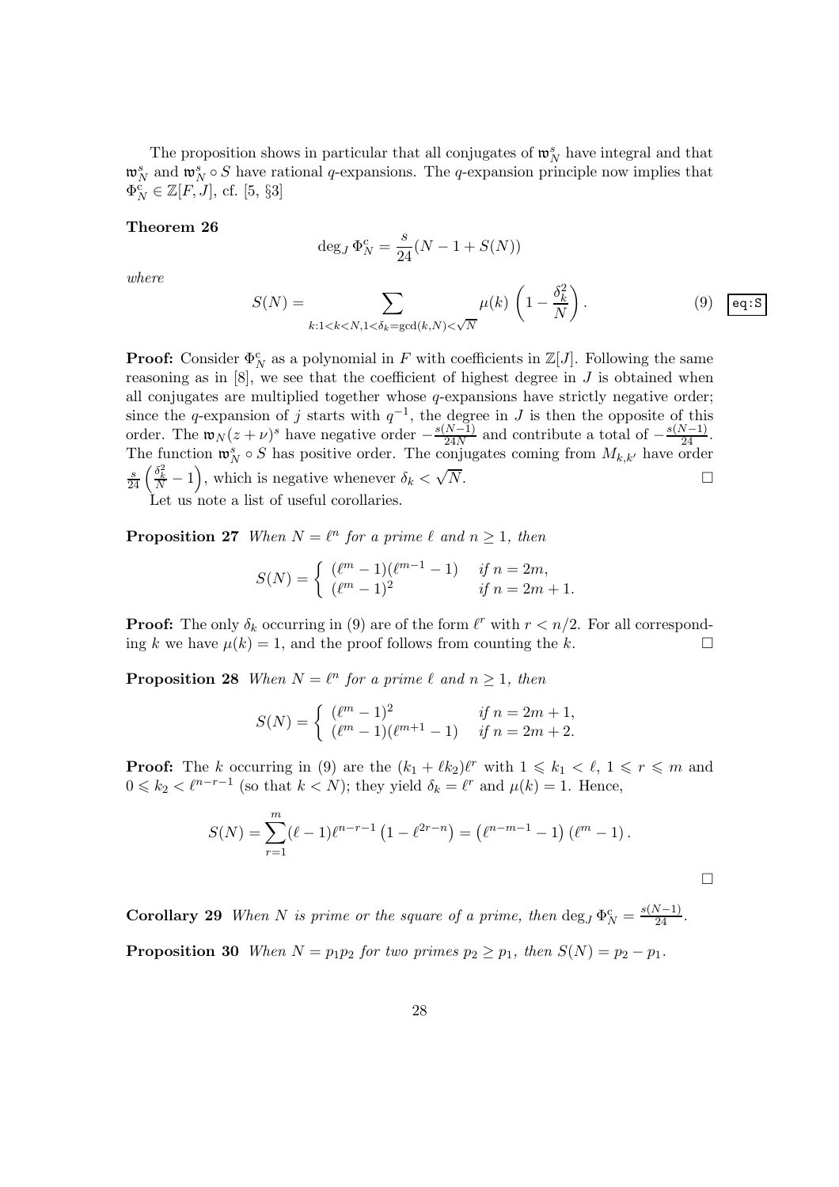The proposition shows in particular that all conjugates of $\mathfrak{w}_N^s$ have integral and that $\mathfrak{w}_N^s$ and $\mathfrak{w}_N^s \circ S$ have rational $q$-expansions. The $q$-expansion principle now implies that $\Phi_N^{\mathrm{c}} \in \mathbb{Z}[F, J]$, cf. [5, §3]

**Theorem 26**

$$\deg_J \Phi_N^c = \frac{s}{24}(N - 1 + S(N))$$

*where*

$$S(N) = \sum_{k:1<k<N, 1<\delta_k=\gcd(k,N)<\sqrt{N}} \mu(k) \left(1 - \frac{\delta_k^2}{N}\right). \tag{9}$$

**Proof:** Consider $\Phi_N^{\mathrm{c}}$ as a polynomial in $F$ with coefficients in $\mathbb{Z}[J]$. Following the same reasoning as in [8], we see that the coefficient of highest degree in $J$ is obtained when all conjugates are multiplied together whose $q$-expansions have strictly negative order; since the $q$-expansion of $j$ starts with $q^{-1}$, the degree in $J$ is then the opposite of this order. The $\mathfrak{w}_N(z+\nu)^s$ have negative order $-\frac{s(N-1)}{24N}$ and contribute a total of $-\frac{s(N-1)}{24}$. The function $\mathfrak{w}_N^s \circ S$ has positive order. The conjugates coming from $M_{k,k'}$ have order $\frac{s}{24}\left(\frac{\delta_k^2}{N} - 1\right)$, which is negative whenever $\delta_k < \sqrt{N}$. $\square$

Let us note a list of useful corollaries.

**Proposition 27** *When $N = \ell^n$ for a prime $\ell$ and $n \geq 1$, then*

$$S(N) = \begin{cases} (\ell^m - 1)(\ell^{m-1} - 1) & \text{if } n = 2m, \\ (\ell^m - 1)^2 & \text{if } n = 2m + 1. \end{cases}$$

**Proof:** The only $\delta_k$ occurring in (9) are of the form $\ell^r$ with $r < n/2$. For all corresponding $k$ we have $\mu(k) = 1$, and the proof follows from counting the $k$. $\square$

**Proposition 28** *When $N = \ell^n$ for a prime $\ell$ and $n \geq 1$, then*

$$S(N) = \begin{cases} (\ell^m - 1)^2 & \text{if } n = 2m + 1, \\ (\ell^m - 1)(\ell^{m+1} - 1) & \text{if } n = 2m + 2. \end{cases}$$

**Proof:** The $k$ occurring in (9) are the $(k_1 + \ell k_2)\ell^r$ with $1 \leqslant k_1 < \ell$, $1 \leqslant r \leqslant m$ and $0 \leqslant k_2 < \ell^{n-r-1}$ (so that $k < N$); they yield $\delta_k = \ell^r$ and $\mu(k) = 1$. Hence,

$$S(N) = \sum_{r=1}^{m} (\ell - 1)\ell^{n-r-1}\left(1 - \ell^{2r-n}\right) = \left(\ell^{n-m-1} - 1\right)\left(\ell^m - 1\right).$$

$\square$

**Corollary 29** *When $N$ is prime or the square of a prime, then $\deg_J \Phi_N^{\mathrm{c}} = \frac{s(N-1)}{24}$.*

**Proposition 30** *When $N = p_1 p_2$ for two primes $p_2 \geq p_1$, then $S(N) = p_2 - p_1$.*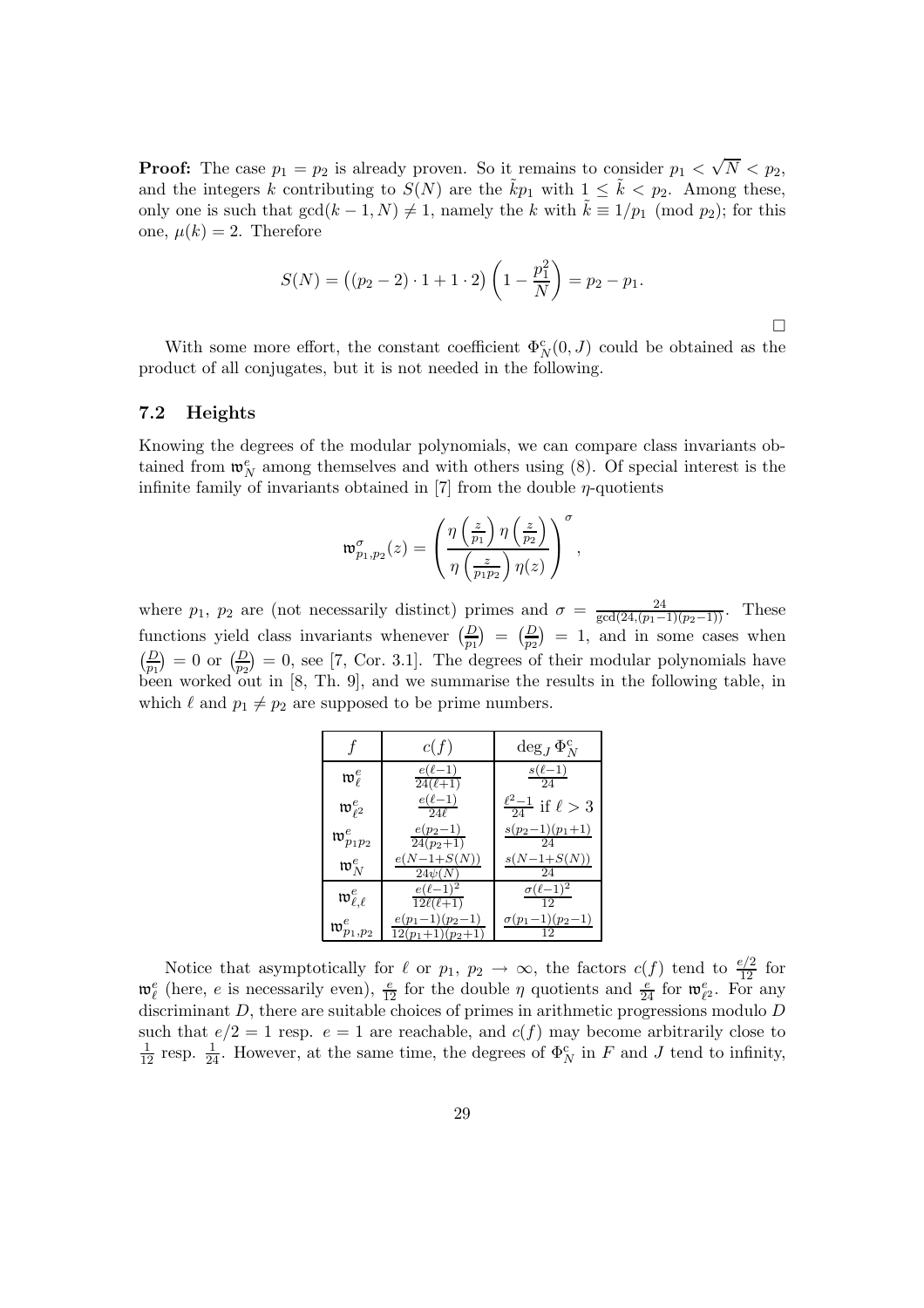**Proof:** The case $p_1 = p_2$ is already proven. So it remains to consider $p_1 < \sqrt{N} < p_2$, and the integers $k$ contributing to $S(N)$ are the $\tilde{k}p_1$ with $1 \leq \tilde{k} < p_2$. Among these, only one is such that $\gcd(k-1, N) \neq 1$, namely the $k$ with $\tilde{k} \equiv 1/p_1 \pmod{p_2}$; for this one, $\mu(k) = 2$. Therefore

$$S(N) = \big((p_2 - 2) \cdot 1 + 1 \cdot 2\big) \left(1 - \frac{p_1^2}{N}\right) = p_2 - p_1.$$

$\square$

With some more effort, the constant coefficient $\Phi_N^c(0, J)$ could be obtained as the product of all conjugates, but it is not needed in the following.

### 7.2 Heights

Knowing the degrees of the modular polynomials, we can compare class invariants obtained from $\mathfrak{w}_N^e$ among themselves and with others using (8). Of special interest is the infinite family of invariants obtained in [7] from the double $\eta$-quotients

$$\mathfrak{w}_{p_1,p_2}^\sigma(z) = \left( \frac{\eta\left(\frac{z}{p_1}\right)\eta\left(\frac{z}{p_2}\right)}{\eta\left(\frac{z}{p_1 p_2}\right)\eta(z)} \right)^\sigma,$$

where $p_1$, $p_2$ are (not necessarily distinct) primes and $\sigma = \frac{24}{\gcd(24,(p_1-1)(p_2-1))}$. These functions yield class invariants whenever $\left(\frac{D}{p_1}\right) = \left(\frac{D}{p_2}\right) = 1$, and in some cases when $\left(\frac{D}{p_1}\right) = 0$ or $\left(\frac{D}{p_2}\right) = 0$, see [7, Cor. 3.1]. The degrees of their modular polynomials have been worked out in [8, Th. 9], and we summarise the results in the following table, in which $\ell$ and $p_1 \neq p_2$ are supposed to be prime numbers.

| $f$ | $c(f)$ | $\deg_J \Phi_N^c$ |
|---|---|---|
| $\mathfrak{w}_\ell^e$ | $\frac{e(\ell-1)}{24(\ell+1)}$ | $\frac{s(\ell-1)}{24}$ |
| $\mathfrak{w}_{\ell^2}^e$ | $\frac{e(\ell-1)}{24\ell}$ | $\frac{\ell^2-1}{24}$ if $\ell > 3$ |
| $\mathfrak{w}_{p_1p_2}^e$ | $\frac{e(p_2-1)}{24(p_2+1)}$ | $\frac{s(p_2-1)(p_1+1)}{24}$ |
| $\mathfrak{w}_N^e$ | $\frac{e(N-1+S(N))}{24\psi(N)}$ | $\frac{s(N-1+S(N))}{24}$ |
| $\mathfrak{w}_{\ell,\ell}^e$ | $\frac{e(\ell-1)^2}{12\ell(\ell+1)}$ | $\frac{\sigma(\ell-1)^2}{12}$ |
| $\mathfrak{w}_{p_1,p_2}^e$ | $\frac{e(p_1-1)(p_2-1)}{12(p_1+1)(p_2+1)}$ | $\frac{\sigma(p_1-1)(p_2-1)}{12}$ |

Notice that asymptotically for $\ell$ or $p_1$, $p_2 \to \infty$, the factors $c(f)$ tend to $\frac{e/2}{12}$ for $\mathfrak{w}_\ell^e$ (here, $e$ is necessarily even), $\frac{e}{12}$ for the double $\eta$ quotients and $\frac{e}{24}$ for $\mathfrak{w}_{\ell^2}^e$. For any discriminant $D$, there are suitable choices of primes in arithmetic progressions modulo $D$ such that $e/2 = 1$ resp. $e = 1$ are reachable, and $c(f)$ may become arbitrarily close to $\frac{1}{12}$ resp. $\frac{1}{24}$. However, at the same time, the degrees of $\Phi_N^c$ in $F$ and $J$ tend to infinity,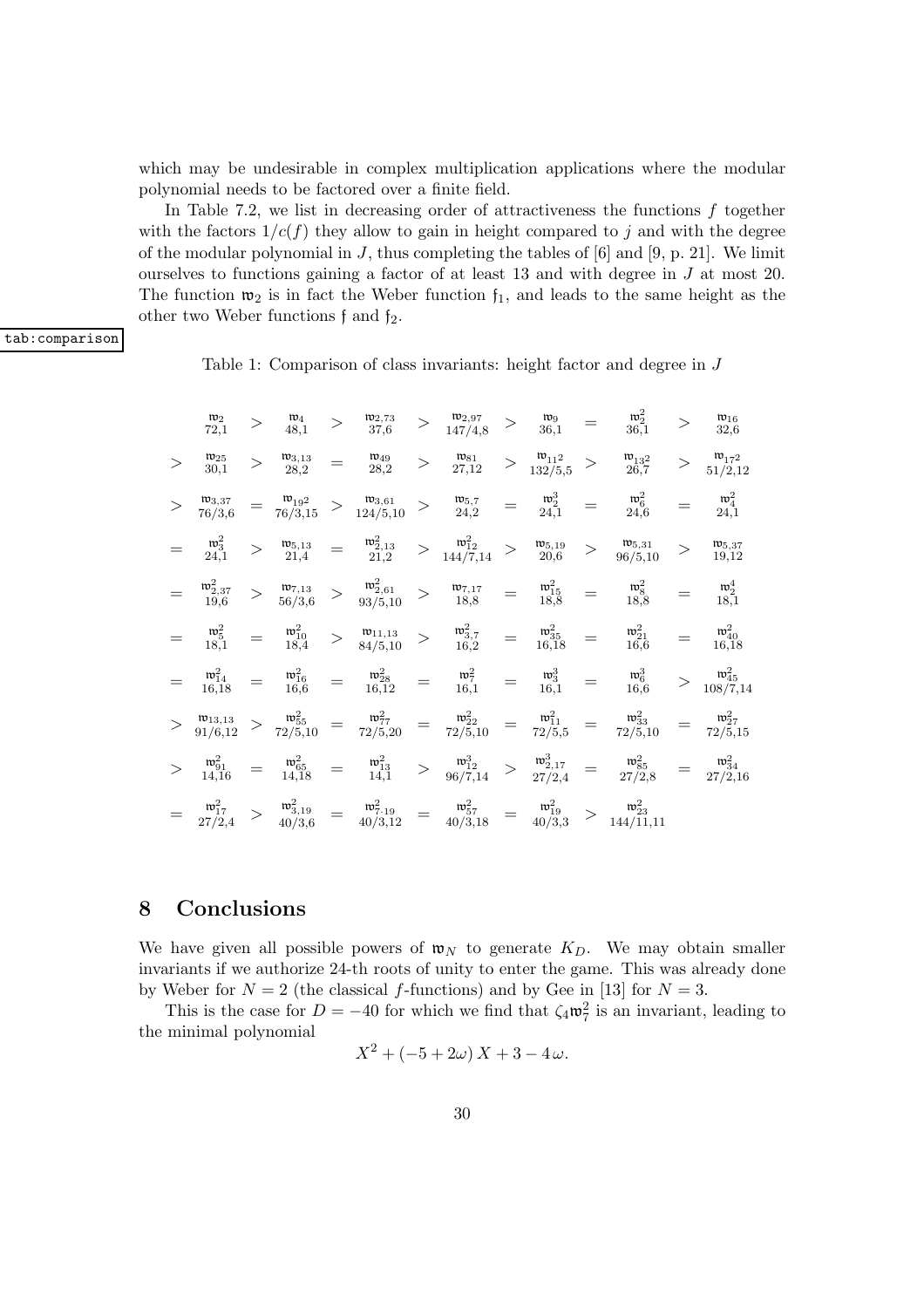which may be undesirable in complex multiplication applications where the modular polynomial needs to be factored over a finite field.

In Table 7.2, we list in decreasing order of attractiveness the functions $f$ together with the factors $1/c(f)$ they allow to gain in height compared to $j$ and with the degree of the modular polynomial in $J$, thus completing the tables of [6] and [9, p. 21]. We limit ourselves to functions gaining a factor of at least 13 and with degree in $J$ at most 20. The function $\mathfrak{w}_2$ is in fact the Weber function $\mathfrak{f}_1$, and leads to the same height as the other two Weber functions $\mathfrak{f}$ and $\mathfrak{f}_2$.

Table 1: Comparison of class invariants: height factor and degree in $J$

$$
\begin{array}{ccccccccccccccc}
 & \underset{72,1}{\mathfrak{w}_2} & > & \underset{48,1}{\mathfrak{w}_4} & > & \underset{37,6}{\mathfrak{w}_{2,73}} & > & \underset{147/4,8}{\mathfrak{w}_{2,97}} & > & \underset{36,1}{\mathfrak{w}_9} & = & \underset{36,1}{\mathfrak{w}_2^2} & > & \underset{32,6}{\mathfrak{w}_{16}} \\
> & \underset{30,1}{\mathfrak{w}_{25}} & > & \underset{28,2}{\mathfrak{w}_{3,13}} & = & \underset{28,2}{\mathfrak{w}_{49}} & > & \underset{27,12}{\mathfrak{w}_{81}} & > & \underset{132/5,5}{\mathfrak{w}_{11^2}} & > & \underset{26,7}{\mathfrak{w}_{13^2}} & > & \underset{51/2,12}{\mathfrak{w}_{17^2}} \\
> & \underset{76/3,6}{\mathfrak{w}_{3,37}} & = & \underset{76/3,15}{\mathfrak{w}_{19^2}} & > & \underset{124/5,10}{\mathfrak{w}_{3,61}} & > & \underset{24,2}{\mathfrak{w}_{5,7}} & = & \underset{24,1}{\mathfrak{w}_2^3} & = & \underset{24,6}{\mathfrak{w}_6^2} & = & \underset{24,1}{\mathfrak{w}_4^2} \\
= & \underset{24,1}{\mathfrak{w}_3^2} & > & \underset{21,4}{\mathfrak{w}_{5,13}} & = & \underset{21,2}{\mathfrak{w}_{2,13}^2} & > & \underset{144/7,14}{\mathfrak{w}_{12}^2} & > & \underset{20,6}{\mathfrak{w}_{5,19}} & > & \underset{96/5,10}{\mathfrak{w}_{5,31}} & > & \underset{19,12}{\mathfrak{w}_{5,37}} \\
= & \underset{19,6}{\mathfrak{w}_{2,37}^2} & > & \underset{56/3,6}{\mathfrak{w}_{7,13}} & > & \underset{93/5,10}{\mathfrak{w}_{2,61}^2} & > & \underset{18,8}{\mathfrak{w}_{7,17}} & = & \underset{18,8}{\mathfrak{w}_{15}^2} & = & \underset{18,8}{\mathfrak{w}_8^2} & = & \underset{18,1}{\mathfrak{w}_2^4} \\
= & \underset{18,1}{\mathfrak{w}_5^2} & = & \underset{18,4}{\mathfrak{w}_{10}^2} & > & \underset{84/5,10}{\mathfrak{w}_{11,13}} & > & \underset{16,2}{\mathfrak{w}_{3,7}^2} & = & \underset{16,18}{\mathfrak{w}_{35}^2} & = & \underset{16,6}{\mathfrak{w}_{21}^2} & = & \underset{16,18}{\mathfrak{w}_{40}^2} \\
= & \underset{16,18}{\mathfrak{w}_{14}^2} & = & \underset{16,6}{\mathfrak{w}_{16}^2} & = & \underset{16,12}{\mathfrak{w}_{28}^2} & = & \underset{16,1}{\mathfrak{w}_7^2} & = & \underset{16,1}{\mathfrak{w}_3^3} & = & \underset{16,6}{\mathfrak{w}_6^3} & > & \underset{108/7,14}{\mathfrak{w}_{45}^2} \\
> & \underset{91/6,12}{\mathfrak{w}_{13,13}} & > & \underset{72/5,10}{\mathfrak{w}_{55}^2} & = & \underset{72/5,20}{\mathfrak{w}_{77}^2} & = & \underset{72/5,10}{\mathfrak{w}_{22}^2} & = & \underset{72/5,5}{\mathfrak{w}_{11}^2} & = & \underset{72/5,10}{\mathfrak{w}_{33}^2} & = & \underset{72/5,15}{\mathfrak{w}_{27}^2} \\
> & \underset{14,16}{\mathfrak{w}_{91}^2} & = & \underset{14,18}{\mathfrak{w}_{65}^2} & = & \underset{14,1}{\mathfrak{w}_{13}^2} & > & \underset{96/7,14}{\mathfrak{w}_{12}^3} & > & \underset{27/2,4}{\mathfrak{w}_{2,17}^3} & = & \underset{27/2,8}{\mathfrak{w}_{85}^2} & = & \underset{27/2,16}{\mathfrak{w}_{34}^2} \\
= & \underset{27/2,4}{\mathfrak{w}_{17}^2} & > & \underset{40/3,6}{\mathfrak{w}_{3,19}^2} & = & \underset{40/3,12}{\mathfrak{w}_{7\cdot 19}^2} & = & \underset{40/3,18}{\mathfrak{w}_{57}^2} & = & \underset{40/3,3}{\mathfrak{w}_{19}^2} & > & \underset{144/11,11}{\mathfrak{w}_{23}^2} & &
\end{array}
$$

## 8 Conclusions

We have given all possible powers of $\mathfrak{w}_N$ to generate $K_D$. We may obtain smaller invariants if we authorize 24-th roots of unity to enter the game. This was already done by Weber for $N = 2$ (the classical $f$-functions) and by Gee in [13] for $N = 3$.

This is the case for $D = -40$ for which we find that $\zeta_4 \mathfrak{w}_7^2$ is an invariant, leading to the minimal polynomial

$$X^2 + (-5 + 2\omega)\,X + 3 - 4\,\omega.$$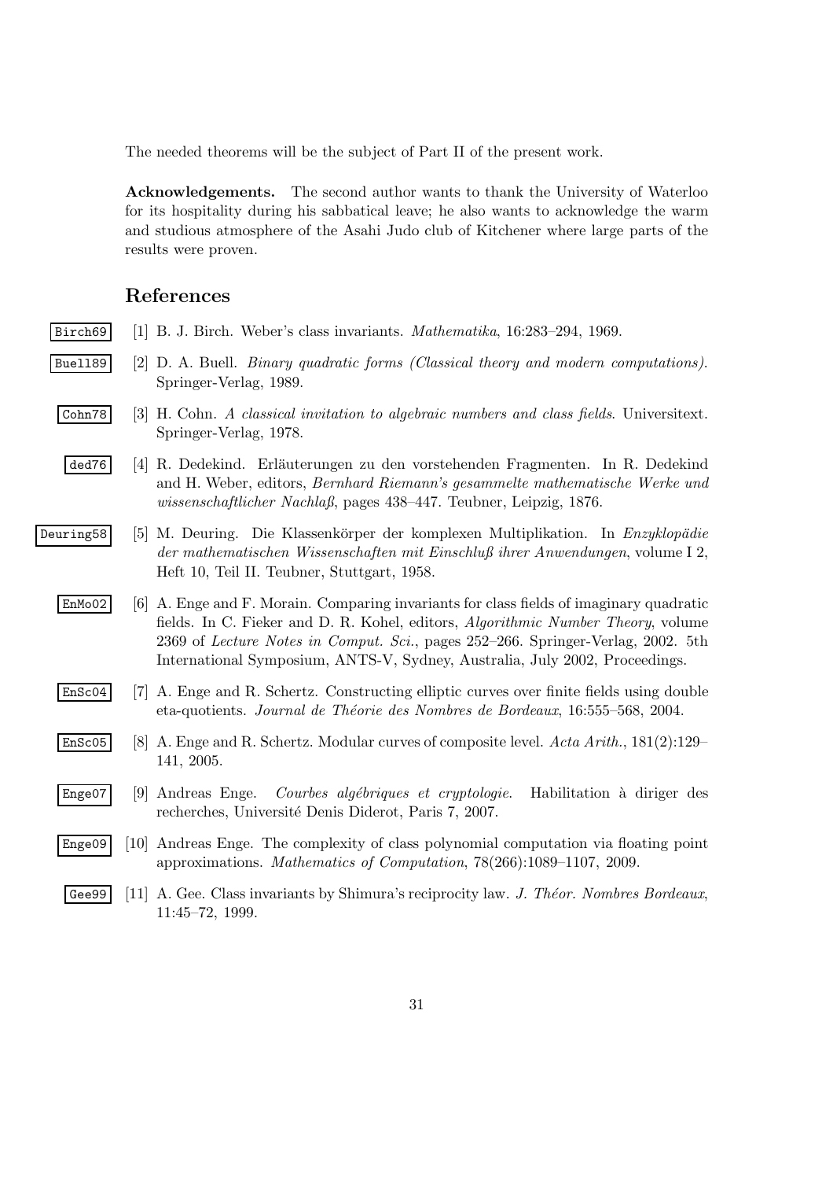The needed theorems will be the subject of Part II of the present work.

**Acknowledgements.** The second author wants to thank the University of Waterloo for its hospitality during his sabbatical leave; he also wants to acknowledge the warm and studious atmosphere of the Asahi Judo club of Kitchener where large parts of the results were proven.

## References

Birch69 [1] B. J. Birch. Weber's class invariants. *Mathematika*, 16:283–294, 1969.

Buell89 [2] D. A. Buell. *Binary quadratic forms (Classical theory and modern computations)*. Springer-Verlag, 1989.

Cohn78 [3] H. Cohn. *A classical invitation to algebraic numbers and class fields*. Universitext. Springer-Verlag, 1978.

ded76 [4] R. Dedekind. Erläuterungen zu den vorstehenden Fragmenten. In R. Dedekind and H. Weber, editors, *Bernhard Riemann's gesammelte mathematische Werke und wissenschaftlicher Nachlaß*, pages 438–447. Teubner, Leipzig, 1876.

Deuring58 [5] M. Deuring. Die Klassenkörper der komplexen Multiplikation. In *Enzyklopädie der mathematischen Wissenschaften mit Einschluß ihrer Anwendungen*, volume I 2, Heft 10, Teil II. Teubner, Stuttgart, 1958.

EnMo02 [6] A. Enge and F. Morain. Comparing invariants for class fields of imaginary quadratic fields. In C. Fieker and D. R. Kohel, editors, *Algorithmic Number Theory*, volume 2369 of *Lecture Notes in Comput. Sci.*, pages 252–266. Springer-Verlag, 2002. 5th International Symposium, ANTS-V, Sydney, Australia, July 2002, Proceedings.

EnSc04 [7] A. Enge and R. Schertz. Constructing elliptic curves over finite fields using double eta-quotients. *Journal de Théorie des Nombres de Bordeaux*, 16:555–568, 2004.

EnSc05 [8] A. Enge and R. Schertz. Modular curves of composite level. *Acta Arith.*, 181(2):129–141, 2005.

Enge07 [9] Andreas Enge. *Courbes algébriques et cryptologie*. Habilitation à diriger des recherches, Université Denis Diderot, Paris 7, 2007.

Enge09 [10] Andreas Enge. The complexity of class polynomial computation via floating point approximations. *Mathematics of Computation*, 78(266):1089–1107, 2009.

Gee99 [11] A. Gee. Class invariants by Shimura's reciprocity law. *J. Théor. Nombres Bordeaux*, 11:45–72, 1999.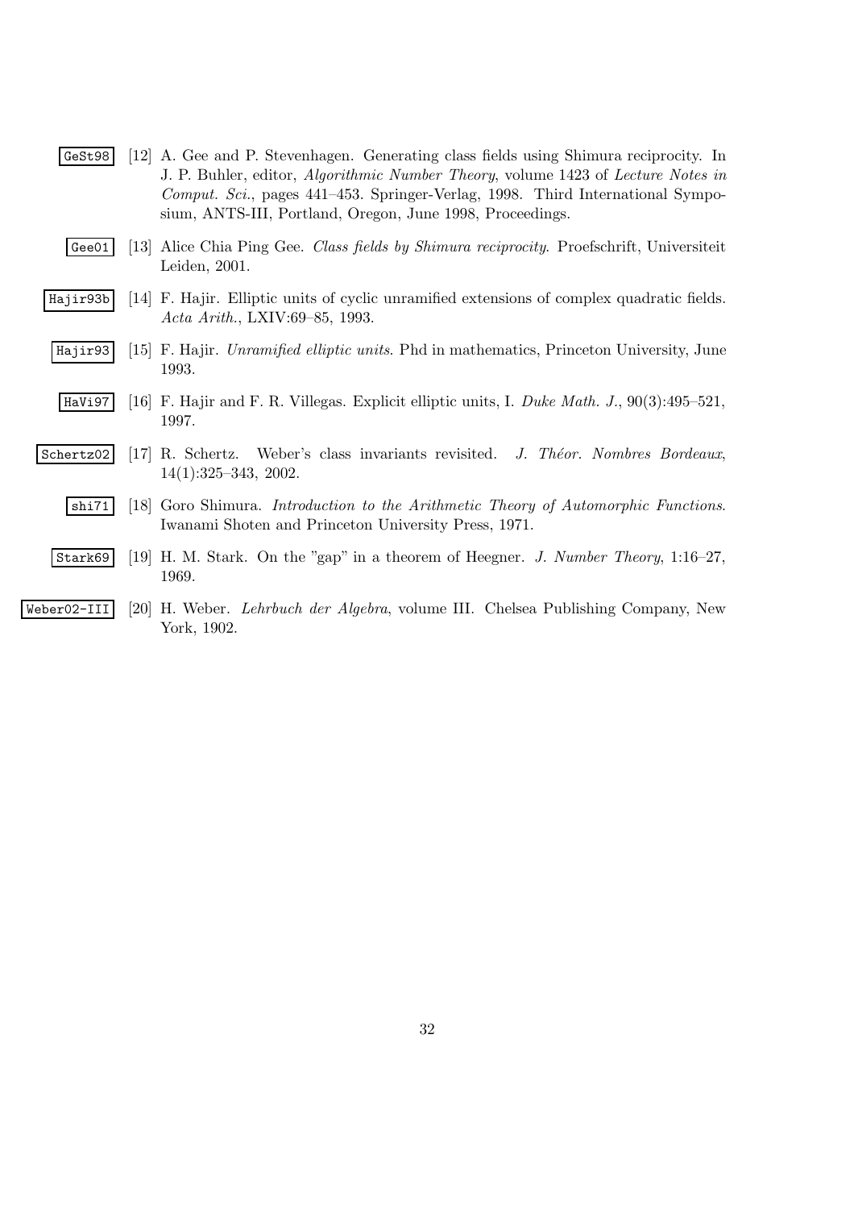[12] A. Gee and P. Stevenhagen. Generating class fields using Shimura reciprocity. In J. P. Buhler, editor, *Algorithmic Number Theory*, volume 1423 of *Lecture Notes in Comput. Sci.*, pages 441–453. Springer-Verlag, 1998. Third International Symposium, ANTS-III, Portland, Oregon, June 1998, Proceedings.

[13] Alice Chia Ping Gee. *Class fields by Shimura reciprocity*. Proefschrift, Universiteit Leiden, 2001.

[14] F. Hajir. Elliptic units of cyclic unramified extensions of complex quadratic fields. *Acta Arith.*, LXIV:69–85, 1993.

[15] F. Hajir. *Unramified elliptic units*. Phd in mathematics, Princeton University, June 1993.

[16] F. Hajir and F. R. Villegas. Explicit elliptic units, I. *Duke Math. J.*, 90(3):495–521, 1997.

[17] R. Schertz. Weber's class invariants revisited. *J. Théor. Nombres Bordeaux*, 14(1):325–343, 2002.

[18] Goro Shimura. *Introduction to the Arithmetic Theory of Automorphic Functions*. Iwanami Shoten and Princeton University Press, 1971.

[19] H. M. Stark. On the "gap" in a theorem of Heegner. *J. Number Theory*, 1:16–27, 1969.

[20] H. Weber. *Lehrbuch der Algebra*, volume III. Chelsea Publishing Company, New York, 1902.